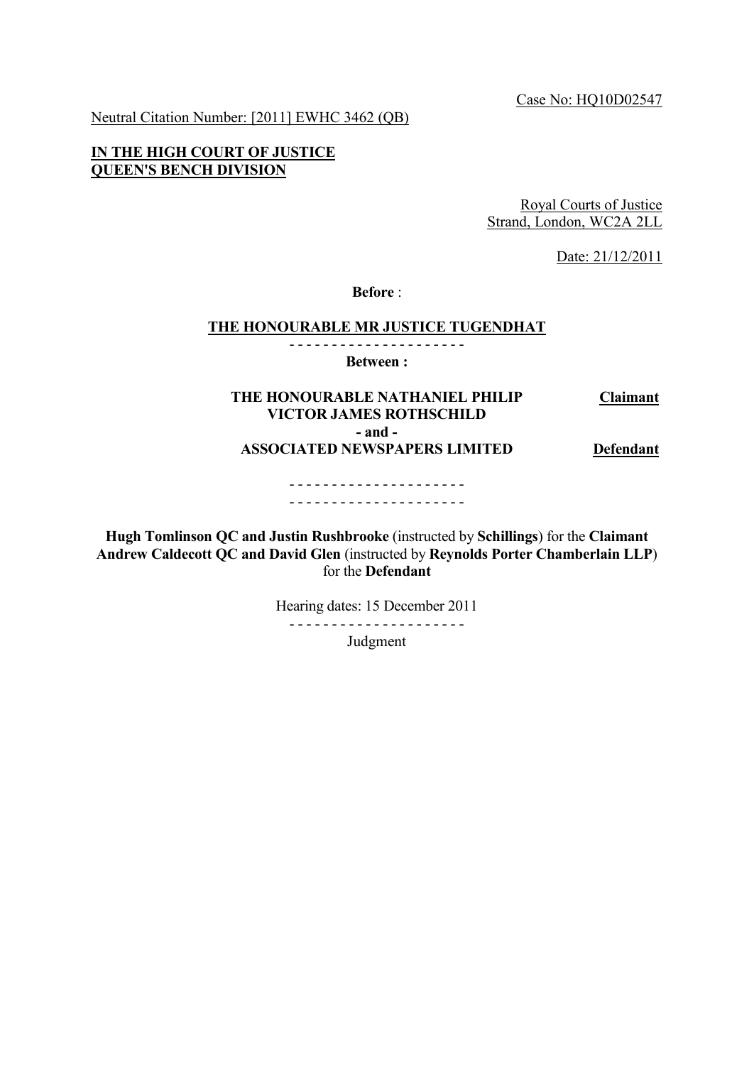Case No: HQ10D02547

Neutral Citation Number: [2011] EWHC 3462 (QB)

**IN THE HIGH COURT OF JUSTICE**
**QUEEN'S BENCH DIVISION**

Royal Courts of Justice
Strand, London, WC2A 2LL

Date: 21/12/2011

**Before** :

**THE HONOURABLE MR JUSTICE TUGENDHAT**

- - - - - - - - - - - - - - - - - - - - -

**Between :**

| | |
|---|---|
| **THE HONOURABLE NATHANIEL PHILIP VICTOR JAMES ROTHSCHILD** | **Claimant** |
| **- and -** | |
| **ASSOCIATED NEWSPAPERS LIMITED** | **Defendant** |

- - - - - - - - - - - - - - - - - - - - -
- - - - - - - - - - - - - - - - - - - - -

**Hugh Tomlinson QC and Justin Rushbrooke** (instructed by **Schillings**) for the **Claimant**
**Andrew Caldecott QC and David Glen** (instructed by **Reynolds Porter Chamberlain LLP**) for the **Defendant**

Hearing dates: 15 December 2011

- - - - - - - - - - - - - - - - - - - - -

Judgment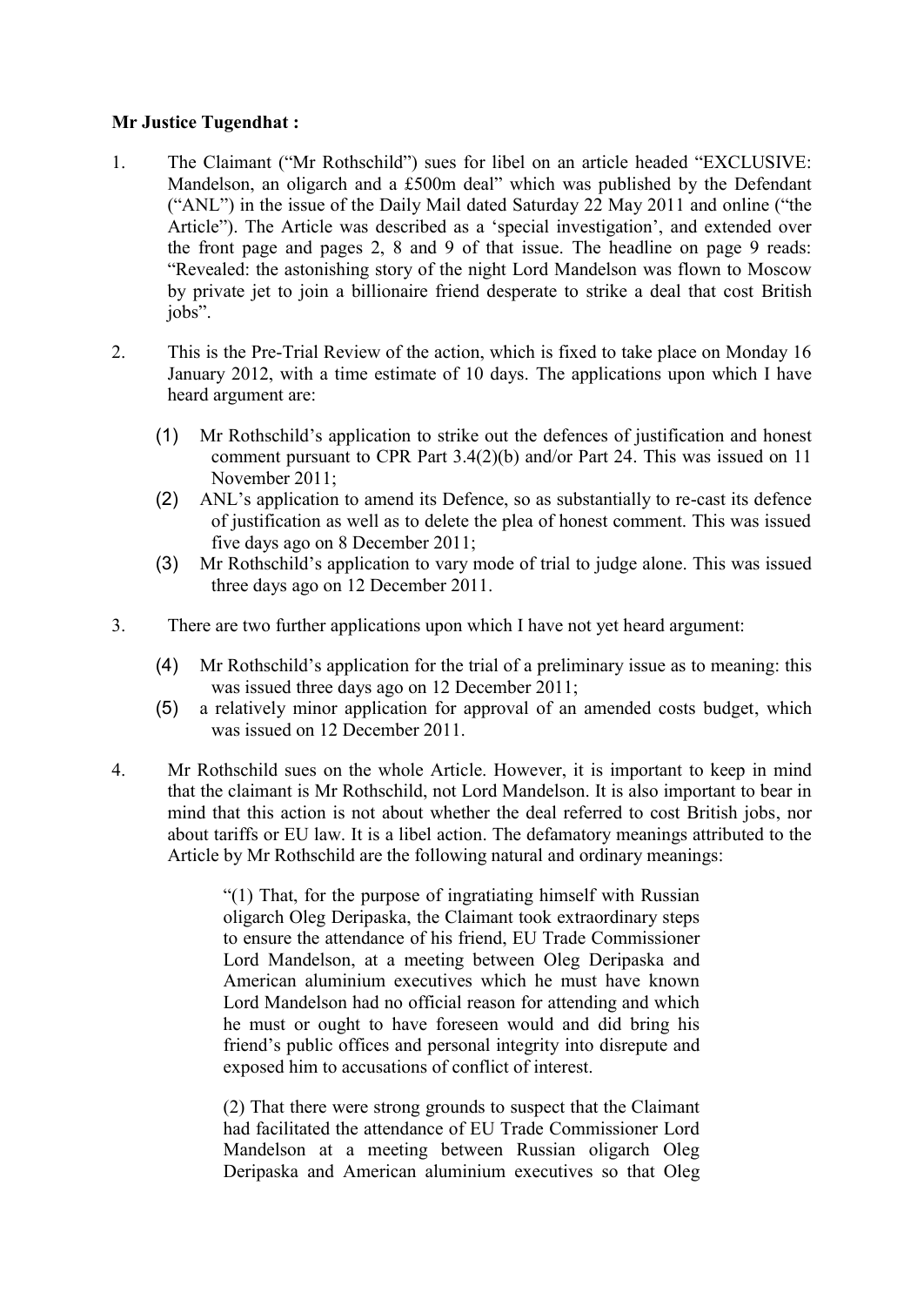**Mr Justice Tugendhat :**

1. The Claimant ("Mr Rothschild") sues for libel on an article headed "EXCLUSIVE: Mandelson, an oligarch and a £500m deal" which was published by the Defendant ("ANL") in the issue of the Daily Mail dated Saturday 22 May 2011 and online ("the Article"). The Article was described as a 'special investigation', and extended over the front page and pages 2, 8 and 9 of that issue. The headline on page 9 reads: "Revealed: the astonishing story of the night Lord Mandelson was flown to Moscow by private jet to join a billionaire friend desperate to strike a deal that cost British jobs".

2. This is the Pre-Trial Review of the action, which is fixed to take place on Monday 16 January 2012, with a time estimate of 10 days. The applications upon which I have heard argument are:

   (1) Mr Rothschild's application to strike out the defences of justification and honest comment pursuant to CPR Part 3.4(2)(b) and/or Part 24. This was issued on 11 November 2011;

   (2) ANL's application to amend its Defence, so as substantially to re-cast its defence of justification as well as to delete the plea of honest comment. This was issued five days ago on 8 December 2011;

   (3) Mr Rothschild's application to vary mode of trial to judge alone. This was issued three days ago on 12 December 2011.

3. There are two further applications upon which I have not yet heard argument:

   (4) Mr Rothschild's application for the trial of a preliminary issue as to meaning: this was issued three days ago on 12 December 2011;

   (5) a relatively minor application for approval of an amended costs budget, which was issued on 12 December 2011.

4. Mr Rothschild sues on the whole Article. However, it is important to keep in mind that the claimant is Mr Rothschild, not Lord Mandelson. It is also important to bear in mind that this action is not about whether the deal referred to cost British jobs, nor about tariffs or EU law. It is a libel action. The defamatory meanings attributed to the Article by Mr Rothschild are the following natural and ordinary meanings:

   > "(1) That, for the purpose of ingratiating himself with Russian oligarch Oleg Deripaska, the Claimant took extraordinary steps to ensure the attendance of his friend, EU Trade Commissioner Lord Mandelson, at a meeting between Oleg Deripaska and American aluminium executives which he must have known Lord Mandelson had no official reason for attending and which he must or ought to have foreseen would and did bring his friend's public offices and personal integrity into disrepute and exposed him to accusations of conflict of interest.
   >
   > (2) That there were strong grounds to suspect that the Claimant had facilitated the attendance of EU Trade Commissioner Lord Mandelson at a meeting between Russian oligarch Oleg Deripaska and American aluminium executives so that Oleg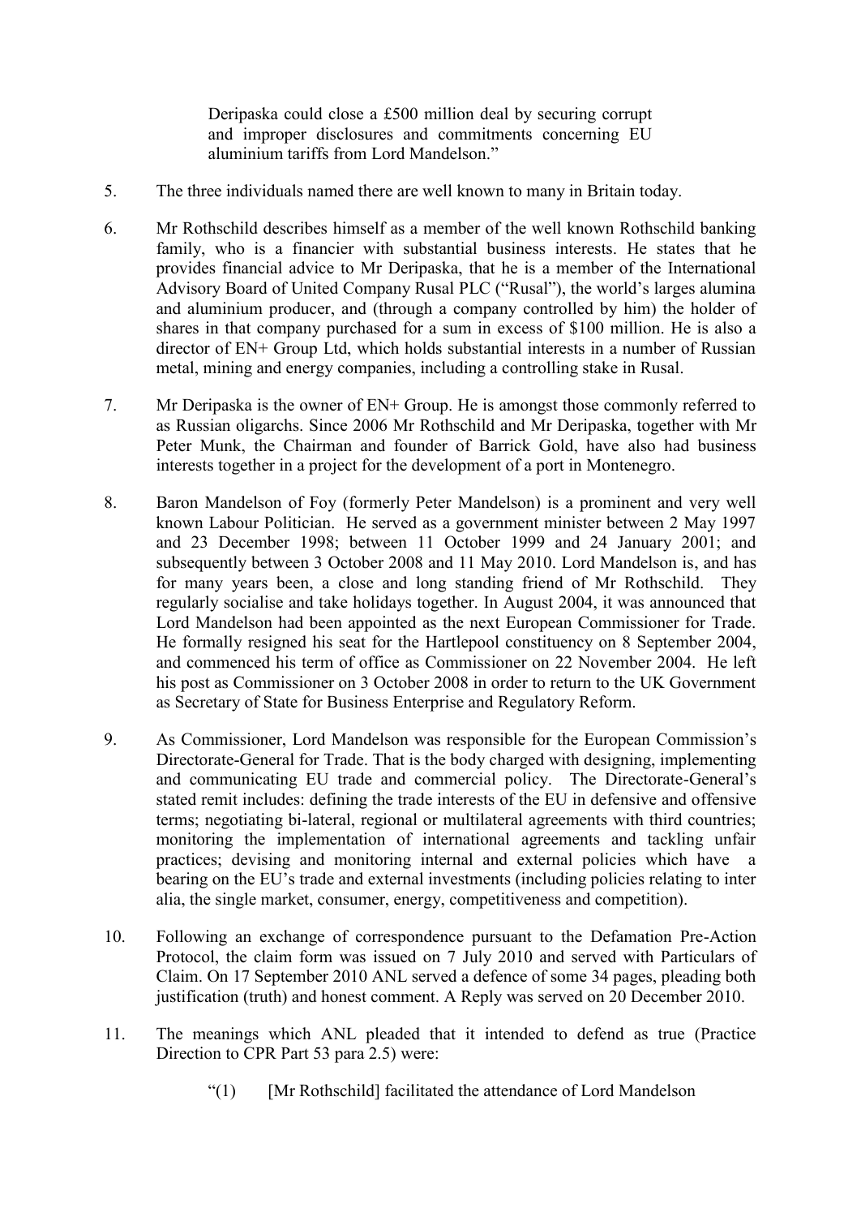> Deripaska could close a £500 million deal by securing corrupt and improper disclosures and commitments concerning EU aluminium tariffs from Lord Mandelson."

5. The three individuals named there are well known to many in Britain today.

6. Mr Rothschild describes himself as a member of the well known Rothschild banking family, who is a financier with substantial business interests. He states that he provides financial advice to Mr Deripaska, that he is a member of the International Advisory Board of United Company Rusal PLC ("Rusal"), the world's larges alumina and aluminium producer, and (through a company controlled by him) the holder of shares in that company purchased for a sum in excess of $100 million. He is also a director of EN+ Group Ltd, which holds substantial interests in a number of Russian metal, mining and energy companies, including a controlling stake in Rusal.

7. Mr Deripaska is the owner of EN+ Group. He is amongst those commonly referred to as Russian oligarchs. Since 2006 Mr Rothschild and Mr Deripaska, together with Mr Peter Munk, the Chairman and founder of Barrick Gold, have also had business interests together in a project for the development of a port in Montenegro.

8. Baron Mandelson of Foy (formerly Peter Mandelson) is a prominent and very well known Labour Politician. He served as a government minister between 2 May 1997 and 23 December 1998; between 11 October 1999 and 24 January 2001; and subsequently between 3 October 2008 and 11 May 2010. Lord Mandelson is, and has for many years been, a close and long standing friend of Mr Rothschild. They regularly socialise and take holidays together. In August 2004, it was announced that Lord Mandelson had been appointed as the next European Commissioner for Trade. He formally resigned his seat for the Hartlepool constituency on 8 September 2004, and commenced his term of office as Commissioner on 22 November 2004. He left his post as Commissioner on 3 October 2008 in order to return to the UK Government as Secretary of State for Business Enterprise and Regulatory Reform.

9. As Commissioner, Lord Mandelson was responsible for the European Commission's Directorate-General for Trade. That is the body charged with designing, implementing and communicating EU trade and commercial policy. The Directorate-General's stated remit includes: defining the trade interests of the EU in defensive and offensive terms; negotiating bi-lateral, regional or multilateral agreements with third countries; monitoring the implementation of international agreements and tackling unfair practices; devising and monitoring internal and external policies which have a bearing on the EU's trade and external investments (including policies relating to inter alia, the single market, consumer, energy, competitiveness and competition).

10. Following an exchange of correspondence pursuant to the Defamation Pre-Action Protocol, the claim form was issued on 7 July 2010 and served with Particulars of Claim. On 17 September 2010 ANL served a defence of some 34 pages, pleading both justification (truth) and honest comment. A Reply was served on 20 December 2010.

11. The meanings which ANL pleaded that it intended to defend as true (Practice Direction to CPR Part 53 para 2.5) were:

> "(1) [Mr Rothschild] facilitated the attendance of Lord Mandelson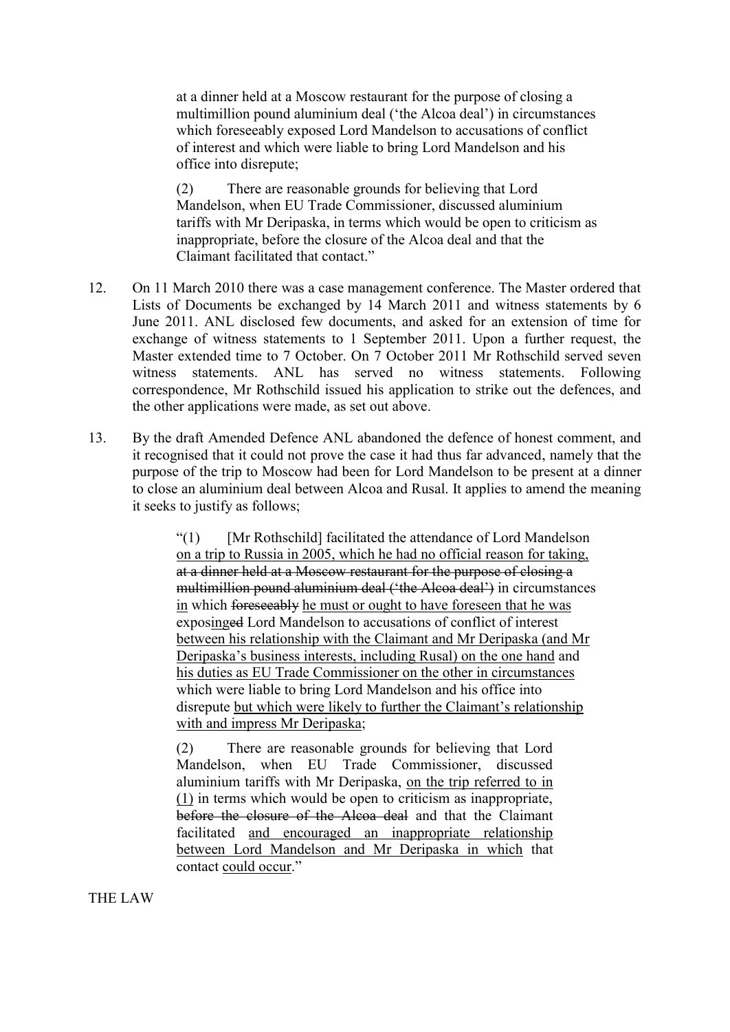at a dinner held at a Moscow restaurant for the purpose of closing a multimillion pound aluminium deal ('the Alcoa deal') in circumstances which foreseeably exposed Lord Mandelson to accusations of conflict of interest and which were liable to bring Lord Mandelson and his office into disrepute;

> (2) There are reasonable grounds for believing that Lord Mandelson, when EU Trade Commissioner, discussed aluminium tariffs with Mr Deripaska, in terms which would be open to criticism as inappropriate, before the closure of the Alcoa deal and that the Claimant facilitated that contact."

12. On 11 March 2010 there was a case management conference. The Master ordered that Lists of Documents be exchanged by 14 March 2011 and witness statements by 6 June 2011. ANL disclosed few documents, and asked for an extension of time for exchange of witness statements to 1 September 2011. Upon a further request, the Master extended time to 7 October. On 7 October 2011 Mr Rothschild served seven witness statements. ANL has served no witness statements. Following correspondence, Mr Rothschild issued his application to strike out the defences, and the other applications were made, as set out above.

13. By the draft Amended Defence ANL abandoned the defence of honest comment, and it recognised that it could not prove the case it had thus far advanced, namely that the purpose of the trip to Moscow had been for Lord Mandelson to be present at a dinner to close an aluminium deal between Alcoa and Rusal. It applies to amend the meaning it seeks to justify as follows;

> "(1) [Mr Rothschild] facilitated the attendance of Lord Mandelson <u>on a trip to Russia in 2005, which he had no official reason for taking,</u> ~~at a dinner held at a Moscow restaurant for the purpose of closing a multimillion pound aluminium deal ('the Alcoa deal')~~ in circumstances <u>in</u> which ~~foreseeably~~ <u>he must or ought to have foreseen that he was</u> expos<u>ing</u>~~ed~~ Lord Mandelson to accusations of conflict of interest <u>between his relationship with the Claimant and Mr Deripaska (and Mr Deripaska's business interests, including Rusal) on the one hand</u> and <u>his duties as EU Trade Commissioner on the other in circumstances</u> which were liable to bring Lord Mandelson and his office into disrepute <u>but which were likely to further the Claimant's relationship with and impress Mr Deripaska</u>;
>
> (2) There are reasonable grounds for believing that Lord Mandelson, when EU Trade Commissioner, discussed aluminium tariffs with Mr Deripaska, <u>on the trip referred to in (1)</u> in terms which would be open to criticism as inappropriate, ~~before the closure of the Alcoa deal~~ and that the Claimant facilitated <u>and encouraged an inappropriate relationship between Lord Mandelson and Mr Deripaska in which</u> that contact <u>could occur</u>."

THE LAW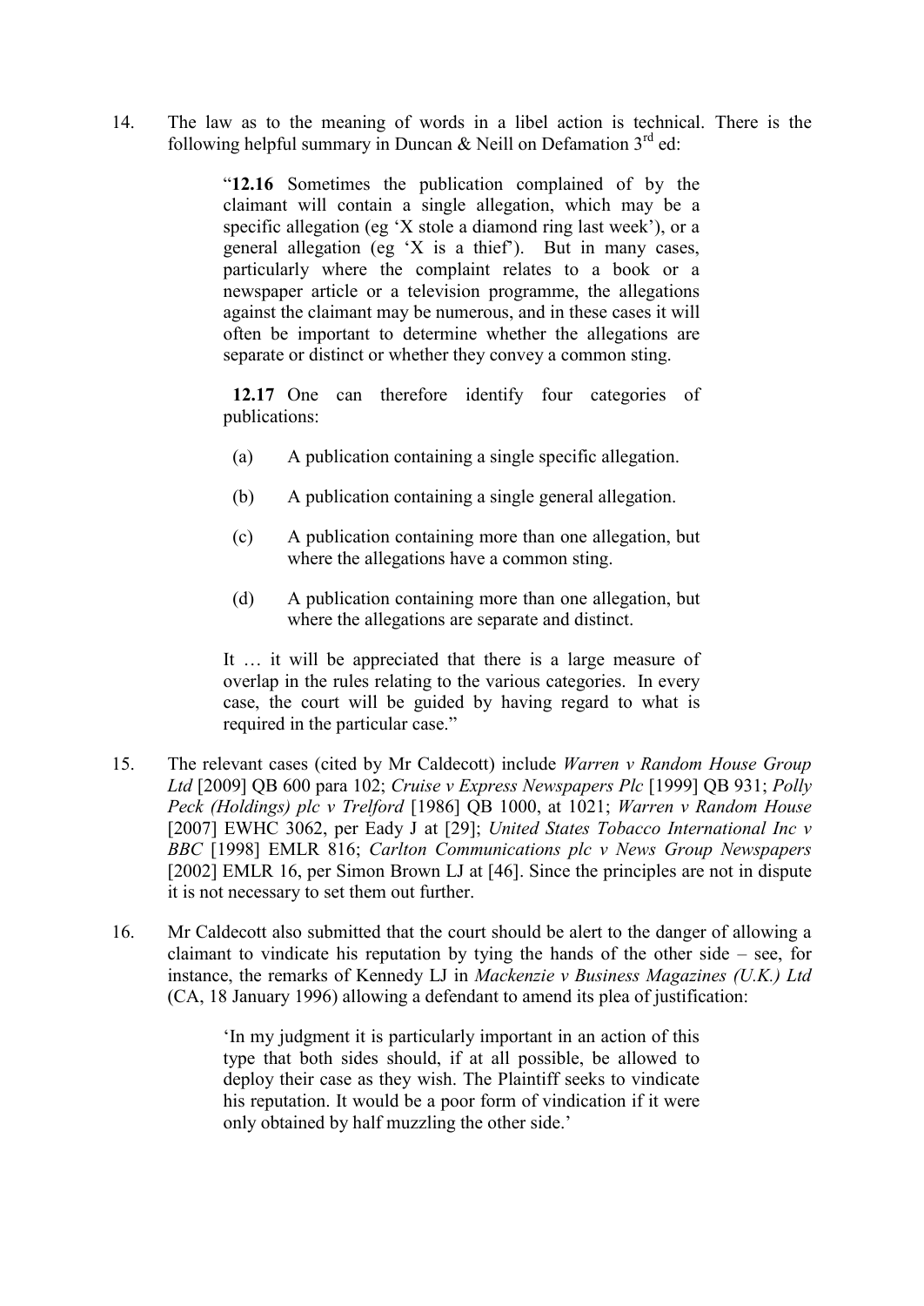14. The law as to the meaning of words in a libel action is technical. There is the following helpful summary in Duncan & Neill on Defamation 3rd ed:

> "**12.16** Sometimes the publication complained of by the claimant will contain a single allegation, which may be a specific allegation (eg 'X stole a diamond ring last week'), or a general allegation (eg 'X is a thief'). But in many cases, particularly where the complaint relates to a book or a newspaper article or a television programme, the allegations against the claimant may be numerous, and in these cases it will often be important to determine whether the allegations are separate or distinct or whether they convey a common sting.
>
> **12.17** One can therefore identify four categories of publications:
>
> (a) A publication containing a single specific allegation.
>
> (b) A publication containing a single general allegation.
>
> (c) A publication containing more than one allegation, but where the allegations have a common sting.
>
> (d) A publication containing more than one allegation, but where the allegations are separate and distinct.
>
> It … it will be appreciated that there is a large measure of overlap in the rules relating to the various categories. In every case, the court will be guided by having regard to what is required in the particular case."

15. The relevant cases (cited by Mr Caldecott) include *Warren v Random House Group Ltd* [2009] QB 600 para 102; *Cruise v Express Newspapers Plc* [1999] QB 931; *Polly Peck (Holdings) plc v Trelford* [1986] QB 1000, at 1021; *Warren v Random House* [2007] EWHC 3062, per Eady J at [29]; *United States Tobacco International Inc v BBC* [1998] EMLR 816; *Carlton Communications plc v News Group Newspapers* [2002] EMLR 16, per Simon Brown LJ at [46]. Since the principles are not in dispute it is not necessary to set them out further.

16. Mr Caldecott also submitted that the court should be alert to the danger of allowing a claimant to vindicate his reputation by tying the hands of the other side – see, for instance, the remarks of Kennedy LJ in *Mackenzie v Business Magazines (U.K.) Ltd* (CA, 18 January 1996) allowing a defendant to amend its plea of justification:

> 'In my judgment it is particularly important in an action of this type that both sides should, if at all possible, be allowed to deploy their case as they wish. The Plaintiff seeks to vindicate his reputation. It would be a poor form of vindication if it were only obtained by half muzzling the other side.'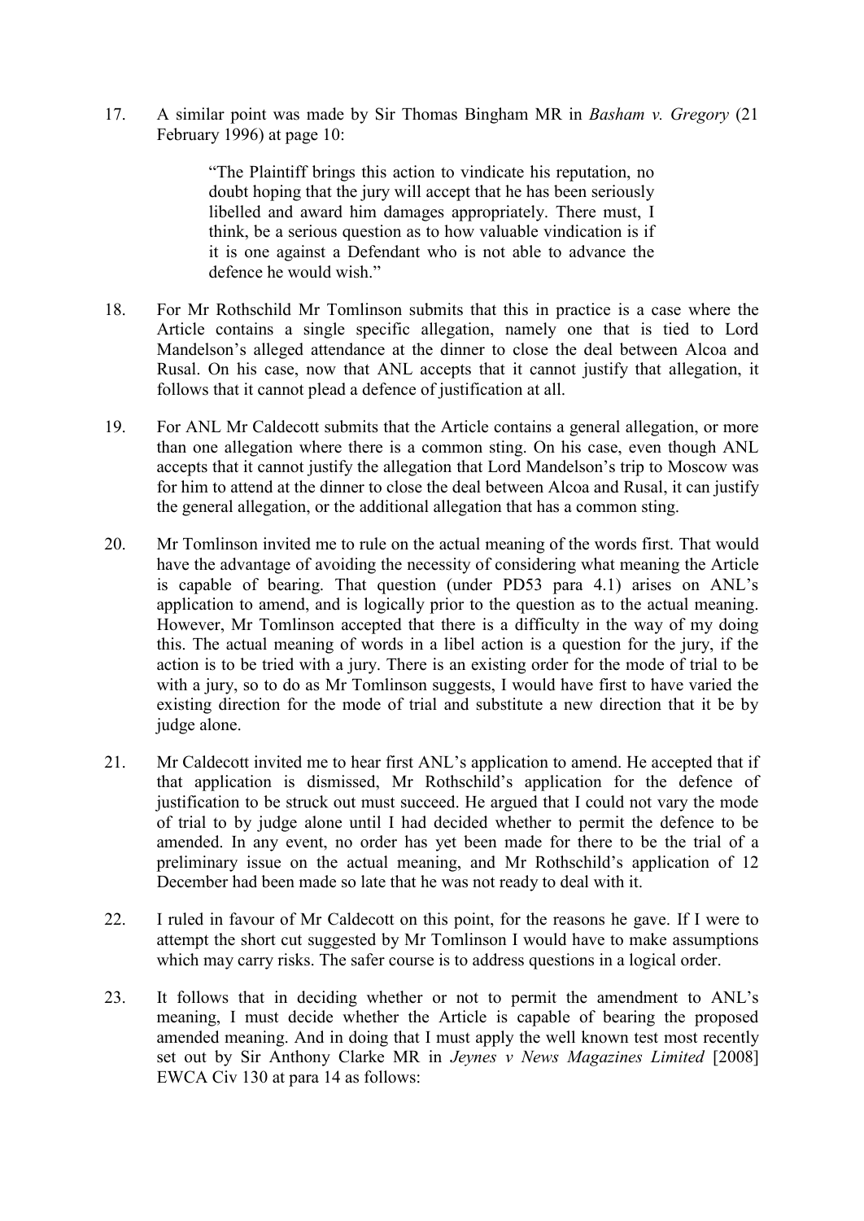17. A similar point was made by Sir Thomas Bingham MR in *Basham v. Gregory* (21 February 1996) at page 10:

> "The Plaintiff brings this action to vindicate his reputation, no doubt hoping that the jury will accept that he has been seriously libelled and award him damages appropriately. There must, I think, be a serious question as to how valuable vindication is if it is one against a Defendant who is not able to advance the defence he would wish."

18. For Mr Rothschild Mr Tomlinson submits that this in practice is a case where the Article contains a single specific allegation, namely one that is tied to Lord Mandelson's alleged attendance at the dinner to close the deal between Alcoa and Rusal. On his case, now that ANL accepts that it cannot justify that allegation, it follows that it cannot plead a defence of justification at all.

19. For ANL Mr Caldecott submits that the Article contains a general allegation, or more than one allegation where there is a common sting. On his case, even though ANL accepts that it cannot justify the allegation that Lord Mandelson's trip to Moscow was for him to attend at the dinner to close the deal between Alcoa and Rusal, it can justify the general allegation, or the additional allegation that has a common sting.

20. Mr Tomlinson invited me to rule on the actual meaning of the words first. That would have the advantage of avoiding the necessity of considering what meaning the Article is capable of bearing. That question (under PD53 para 4.1) arises on ANL's application to amend, and is logically prior to the question as to the actual meaning. However, Mr Tomlinson accepted that there is a difficulty in the way of my doing this. The actual meaning of words in a libel action is a question for the jury, if the action is to be tried with a jury. There is an existing order for the mode of trial to be with a jury, so to do as Mr Tomlinson suggests, I would have first to have varied the existing direction for the mode of trial and substitute a new direction that it be by judge alone.

21. Mr Caldecott invited me to hear first ANL's application to amend. He accepted that if that application is dismissed, Mr Rothschild's application for the defence of justification to be struck out must succeed. He argued that I could not vary the mode of trial to by judge alone until I had decided whether to permit the defence to be amended. In any event, no order has yet been made for there to be the trial of a preliminary issue on the actual meaning, and Mr Rothschild's application of 12 December had been made so late that he was not ready to deal with it.

22. I ruled in favour of Mr Caldecott on this point, for the reasons he gave. If I were to attempt the short cut suggested by Mr Tomlinson I would have to make assumptions which may carry risks. The safer course is to address questions in a logical order.

23. It follows that in deciding whether or not to permit the amendment to ANL's meaning, I must decide whether the Article is capable of bearing the proposed amended meaning. And in doing that I must apply the well known test most recently set out by Sir Anthony Clarke MR in *Jeynes v News Magazines Limited* [2008] EWCA Civ 130 at para 14 as follows: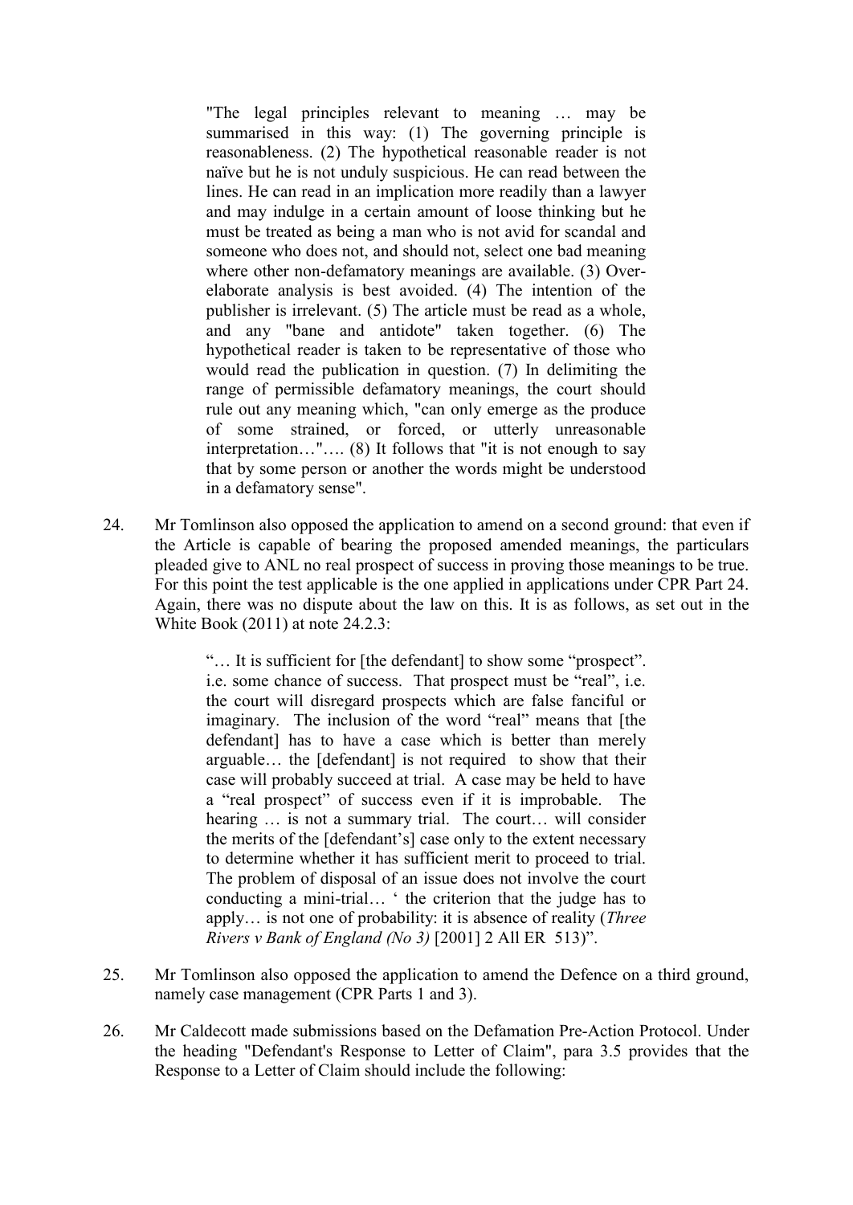> "The legal principles relevant to meaning … may be summarised in this way: (1) The governing principle is reasonableness. (2) The hypothetical reasonable reader is not naïve but he is not unduly suspicious. He can read between the lines. He can read in an implication more readily than a lawyer and may indulge in a certain amount of loose thinking but he must be treated as being a man who is not avid for scandal and someone who does not, and should not, select one bad meaning where other non-defamatory meanings are available. (3) Over-elaborate analysis is best avoided. (4) The intention of the publisher is irrelevant. (5) The article must be read as a whole, and any "bane and antidote" taken together. (6) The hypothetical reader is taken to be representative of those who would read the publication in question. (7) In delimiting the range of permissible defamatory meanings, the court should rule out any meaning which, "can only emerge as the produce of some strained, or forced, or utterly unreasonable interpretation…"…. (8) It follows that "it is not enough to say that by some person or another the words might be understood in a defamatory sense".

24. Mr Tomlinson also opposed the application to amend on a second ground: that even if the Article is capable of bearing the proposed amended meanings, the particulars pleaded give to ANL no real prospect of success in proving those meanings to be true. For this point the test applicable is the one applied in applications under CPR Part 24. Again, there was no dispute about the law on this. It is as follows, as set out in the White Book (2011) at note 24.2.3:

> "… It is sufficient for [the defendant] to show some "prospect". i.e. some chance of success. That prospect must be "real", i.e. the court will disregard prospects which are false fanciful or imaginary. The inclusion of the word "real" means that [the defendant] has to have a case which is better than merely arguable… the [defendant] is not required to show that their case will probably succeed at trial. A case may be held to have a "real prospect" of success even if it is improbable. The hearing … is not a summary trial. The court… will consider the merits of the [defendant's] case only to the extent necessary to determine whether it has sufficient merit to proceed to trial. The problem of disposal of an issue does not involve the court conducting a mini-trial… ' the criterion that the judge has to apply… is not one of probability: it is absence of reality (*Three Rivers v Bank of England (No 3)* [2001] 2 All ER 513)".

25. Mr Tomlinson also opposed the application to amend the Defence on a third ground, namely case management (CPR Parts 1 and 3).

26. Mr Caldecott made submissions based on the Defamation Pre-Action Protocol. Under the heading "Defendant's Response to Letter of Claim", para 3.5 provides that the Response to a Letter of Claim should include the following: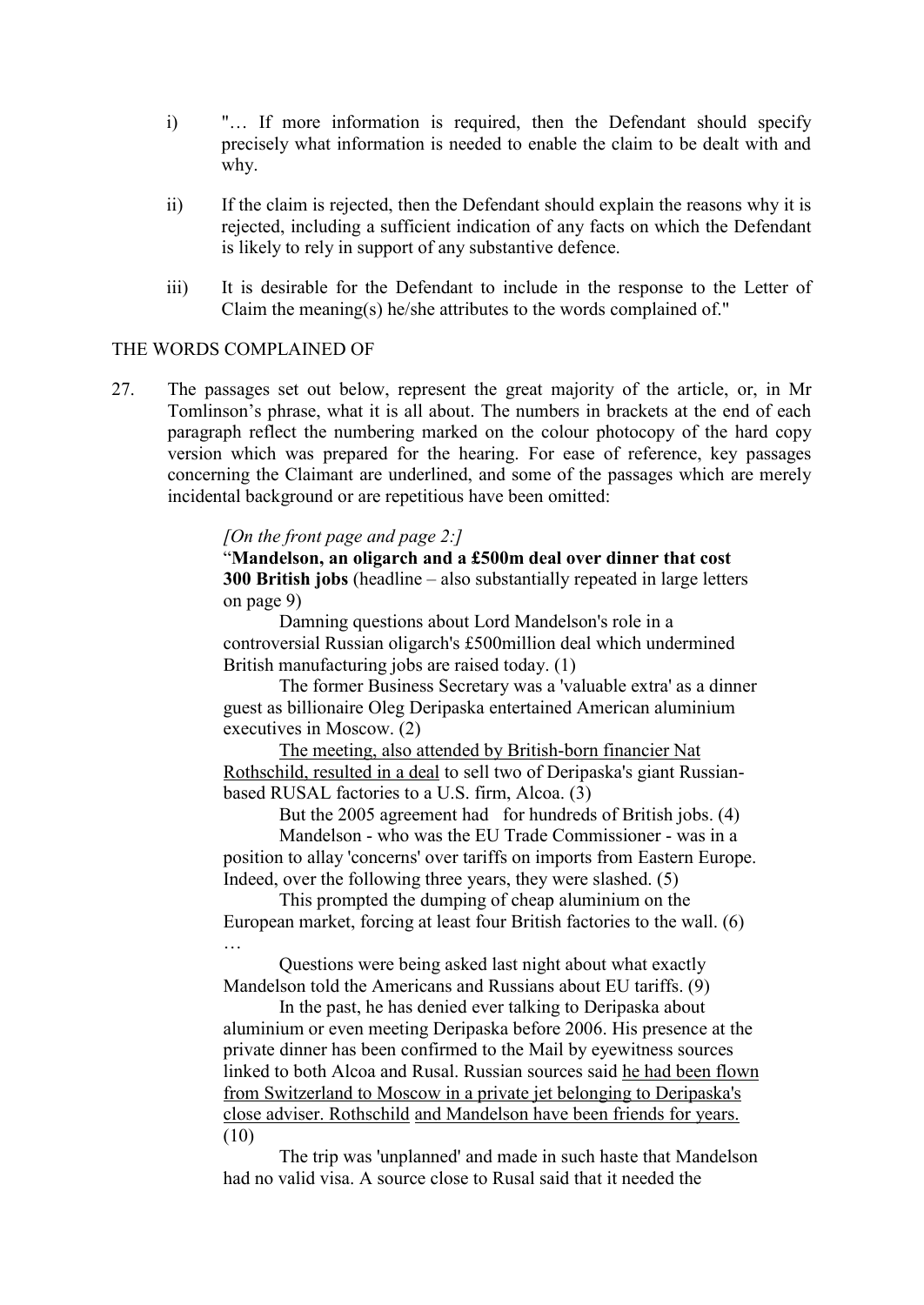i) "… If more information is required, then the Defendant should specify precisely what information is needed to enable the claim to be dealt with and why.

ii) If the claim is rejected, then the Defendant should explain the reasons why it is rejected, including a sufficient indication of any facts on which the Defendant is likely to rely in support of any substantive defence.

iii) It is desirable for the Defendant to include in the response to the Letter of Claim the meaning(s) he/she attributes to the words complained of."

## THE WORDS COMPLAINED OF

27. The passages set out below, represent the great majority of the article, or, in Mr Tomlinson's phrase, what it is all about. The numbers in brackets at the end of each paragraph reflect the numbering marked on the colour photocopy of the hard copy version which was prepared for the hearing. For ease of reference, key passages concerning the Claimant are underlined, and some of the passages which are merely incidental background or are repetitious have been omitted:

> *[On the front page and page 2:]*
>
> "**Mandelson, an oligarch and a £500m deal over dinner that cost 300 British jobs** (headline – also substantially repeated in large letters on page 9)
>
> Damning questions about Lord Mandelson's role in a controversial Russian oligarch's £500million deal which undermined British manufacturing jobs are raised today. (1)
>
> The former Business Secretary was a 'valuable extra' as a dinner guest as billionaire Oleg Deripaska entertained American aluminium executives in Moscow. (2)
>
> <u>The meeting, also attended by British-born financier Nat Rothschild, resulted in a deal</u> to sell two of Deripaska's giant Russian-based RUSAL factories to a U.S. firm, Alcoa. (3)
>
> But the 2005 agreement had  for hundreds of British jobs. (4)
>
> Mandelson - who was the EU Trade Commissioner - was in a position to allay 'concerns' over tariffs on imports from Eastern Europe. Indeed, over the following three years, they were slashed. (5)
>
> This prompted the dumping of cheap aluminium on the European market, forcing at least four British factories to the wall. (6)
>
> …
>
> Questions were being asked last night about what exactly Mandelson told the Americans and Russians about EU tariffs. (9)
>
> In the past, he has denied ever talking to Deripaska about aluminium or even meeting Deripaska before 2006. His presence at the private dinner has been confirmed to the Mail by eyewitness sources linked to both Alcoa and Rusal. Russian sources said <u>he had been flown from Switzerland to Moscow in a private jet belonging to Deripaska's close adviser. Rothschild</u> and <u>Mandelson have been friends for years.</u> (10)
>
> The trip was 'unplanned' and made in such haste that Mandelson had no valid visa. A source close to Rusal said that it needed the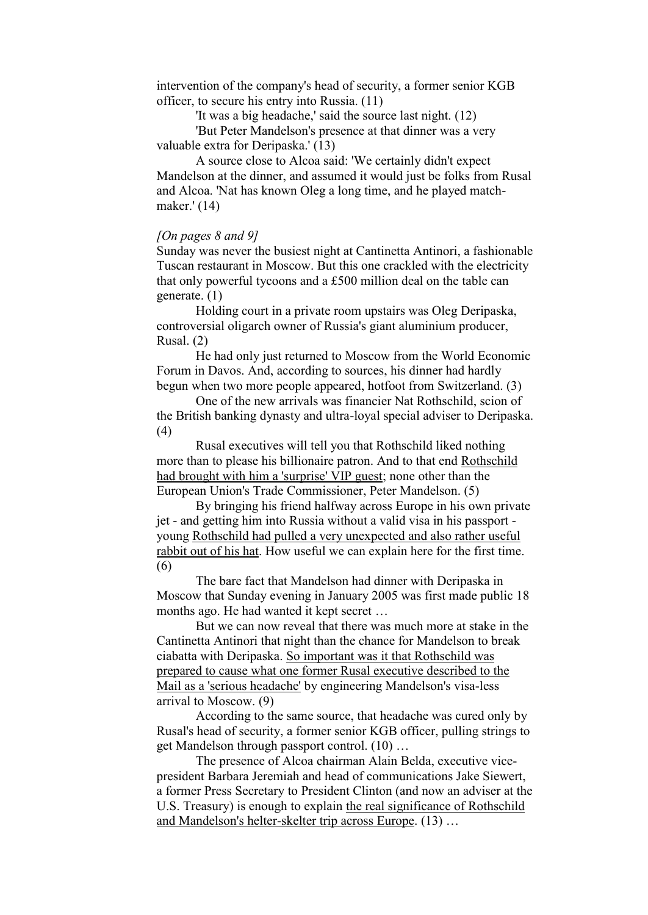intervention of the company's head of security, a former senior KGB officer, to secure his entry into Russia. (11)

'It was a big headache,' said the source last night. (12)

'But Peter Mandelson's presence at that dinner was a very valuable extra for Deripaska.' (13)

A source close to Alcoa said: 'We certainly didn't expect Mandelson at the dinner, and assumed it would just be folks from Rusal and Alcoa. 'Nat has known Oleg a long time, and he played match-maker.' (14)

*[On pages 8 and 9]*

Sunday was never the busiest night at Cantinetta Antinori, a fashionable Tuscan restaurant in Moscow. But this one crackled with the electricity that only powerful tycoons and a £500 million deal on the table can generate. (1)

Holding court in a private room upstairs was Oleg Deripaska, controversial oligarch owner of Russia's giant aluminium producer, Rusal. (2)

He had only just returned to Moscow from the World Economic Forum in Davos. And, according to sources, his dinner had hardly begun when two more people appeared, hotfoot from Switzerland. (3)

One of the new arrivals was financier Nat Rothschild, scion of the British banking dynasty and ultra-loyal special adviser to Deripaska. (4)

Rusal executives will tell you that Rothschild liked nothing more than to please his billionaire patron. And to that end <u>Rothschild had brought with him a 'surprise' VIP guest</u>; none other than the European Union's Trade Commissioner, Peter Mandelson. (5)

By bringing his friend halfway across Europe in his own private jet - and getting him into Russia without a valid visa in his passport - young <u>Rothschild had pulled a very unexpected and also rather useful rabbit out of his hat</u>. How useful we can explain here for the first time. (6)

The bare fact that Mandelson had dinner with Deripaska in Moscow that Sunday evening in January 2005 was first made public 18 months ago. He had wanted it kept secret …

But we can now reveal that there was much more at stake in the Cantinetta Antinori that night than the chance for Mandelson to break ciabatta with Deripaska. <u>So important was it that Rothschild was prepared to cause what one former Rusal executive described to the Mail as a 'serious headache'</u> by engineering Mandelson's visa-less arrival to Moscow. (9)

According to the same source, that headache was cured only by Rusal's head of security, a former senior KGB officer, pulling strings to get Mandelson through passport control. (10) …

The presence of Alcoa chairman Alain Belda, executive vice-president Barbara Jeremiah and head of communications Jake Siewert, a former Press Secretary to President Clinton (and now an adviser at the U.S. Treasury) is enough to explain <u>the real significance of Rothschild and Mandelson's helter-skelter trip across Europe</u>. (13) …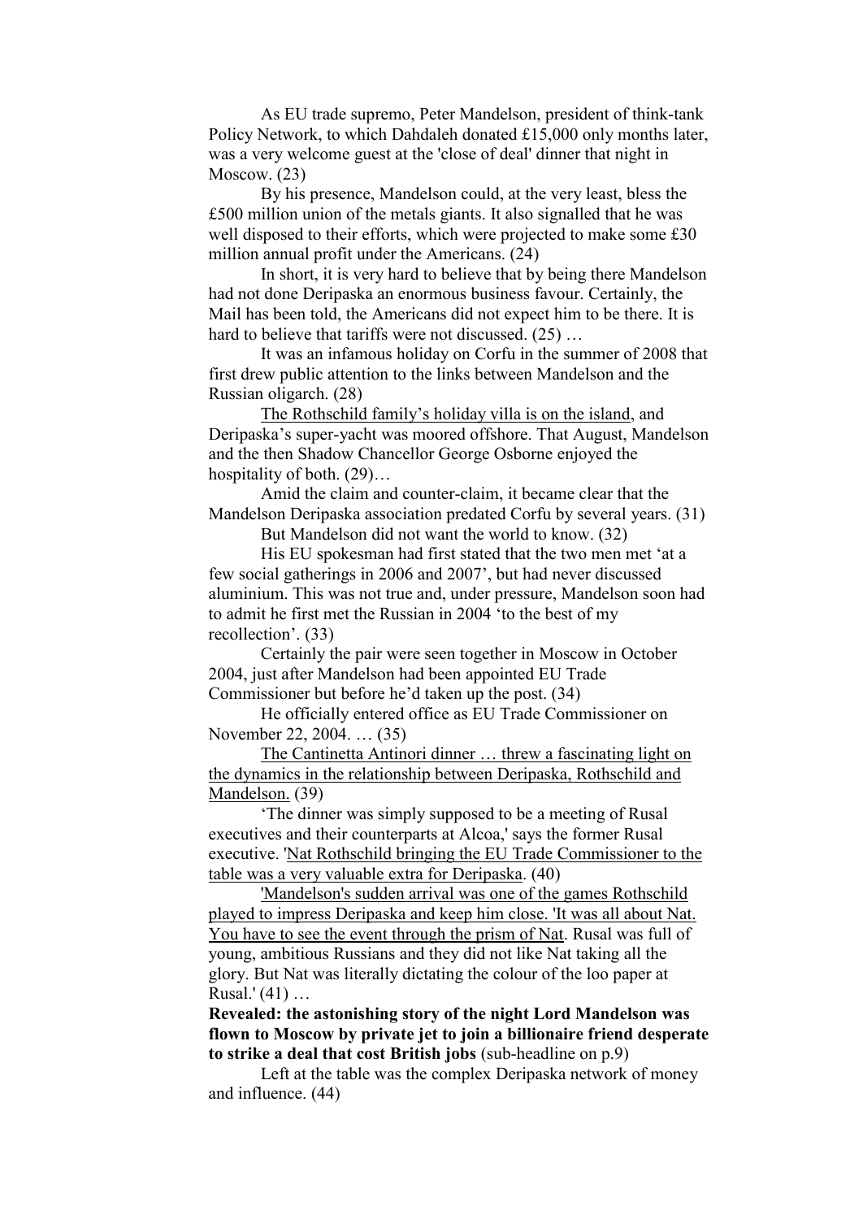As EU trade supremo, Peter Mandelson, president of think-tank Policy Network, to which Dahdaleh donated £15,000 only months later, was a very welcome guest at the 'close of deal' dinner that night in Moscow. (23)

By his presence, Mandelson could, at the very least, bless the £500 million union of the metals giants. It also signalled that he was well disposed to their efforts, which were projected to make some £30 million annual profit under the Americans. (24)

In short, it is very hard to believe that by being there Mandelson had not done Deripaska an enormous business favour. Certainly, the Mail has been told, the Americans did not expect him to be there. It is hard to believe that tariffs were not discussed. (25) …

It was an infamous holiday on Corfu in the summer of 2008 that first drew public attention to the links between Mandelson and the Russian oligarch. (28)

<u>The Rothschild family's holiday villa is on the island</u>, and Deripaska's super-yacht was moored offshore. That August, Mandelson and the then Shadow Chancellor George Osborne enjoyed the hospitality of both. (29)…

Amid the claim and counter-claim, it became clear that the Mandelson Deripaska association predated Corfu by several years. (31)

But Mandelson did not want the world to know. (32)

His EU spokesman had first stated that the two men met 'at a few social gatherings in 2006 and 2007', but had never discussed aluminium. This was not true and, under pressure, Mandelson soon had to admit he first met the Russian in 2004 'to the best of my recollection'. (33)

Certainly the pair were seen together in Moscow in October 2004, just after Mandelson had been appointed EU Trade Commissioner but before he'd taken up the post. (34)

He officially entered office as EU Trade Commissioner on November 22, 2004. … (35)

<u>The Cantinetta Antinori dinner … threw a fascinating light on the dynamics in the relationship between Deripaska, Rothschild and Mandelson.</u> (39)

'The dinner was simply supposed to be a meeting of Rusal executives and their counterparts at Alcoa,' says the former Rusal executive. '<u>Nat Rothschild bringing the EU Trade Commissioner to the table was a very valuable extra for Deripaska</u>. (40)

'<u>Mandelson's sudden arrival was one of the games Rothschild played to impress Deripaska and keep him close. 'It was all about Nat. You have to see the event through the prism of Nat</u>. Rusal was full of young, ambitious Russians and they did not like Nat taking all the glory. But Nat was literally dictating the colour of the loo paper at Rusal.' (41) …

**Revealed: the astonishing story of the night Lord Mandelson was flown to Moscow by private jet to join a billionaire friend desperate to strike a deal that cost British jobs** (sub-headline on p.9)

Left at the table was the complex Deripaska network of money and influence. (44)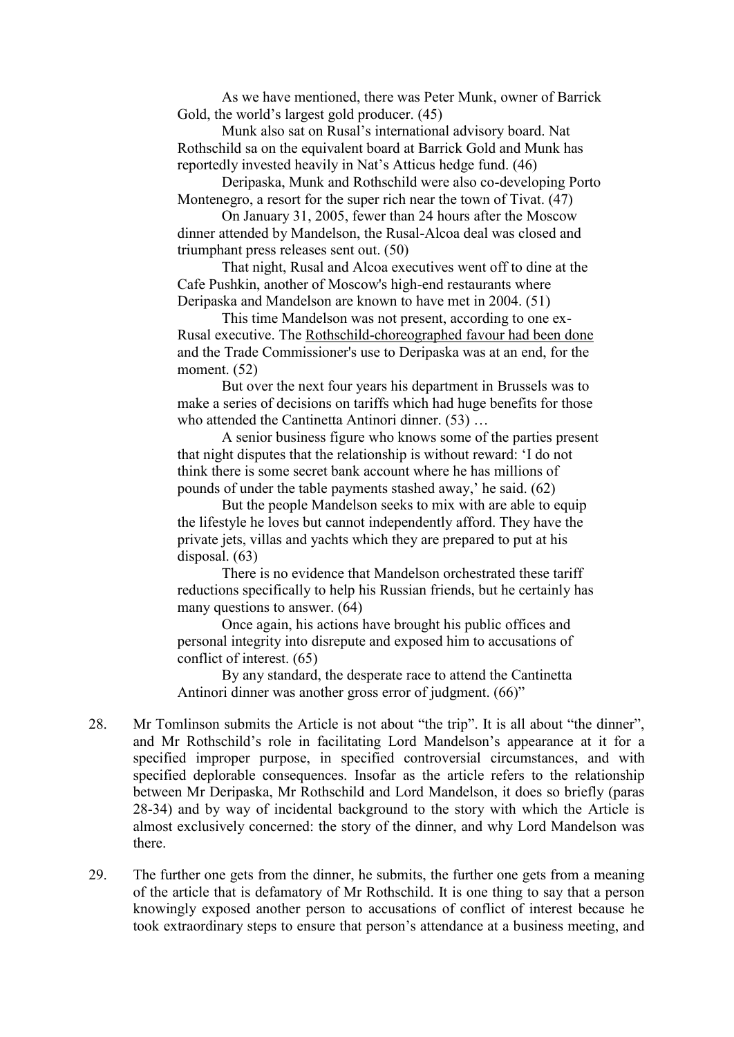As we have mentioned, there was Peter Munk, owner of Barrick Gold, the world's largest gold producer. (45)

Munk also sat on Rusal's international advisory board. Nat Rothschild sa on the equivalent board at Barrick Gold and Munk has reportedly invested heavily in Nat's Atticus hedge fund. (46)

Deripaska, Munk and Rothschild were also co-developing Porto Montenegro, a resort for the super rich near the town of Tivat. (47)

On January 31, 2005, fewer than 24 hours after the Moscow dinner attended by Mandelson, the Rusal-Alcoa deal was closed and triumphant press releases sent out. (50)

That night, Rusal and Alcoa executives went off to dine at the Cafe Pushkin, another of Moscow's high-end restaurants where Deripaska and Mandelson are known to have met in 2004. (51)

This time Mandelson was not present, according to one ex-Rusal executive. The Rothschild-choreographed favour had been done and the Trade Commissioner's use to Deripaska was at an end, for the moment. (52)

But over the next four years his department in Brussels was to make a series of decisions on tariffs which had huge benefits for those who attended the Cantinetta Antinori dinner. (53) …

A senior business figure who knows some of the parties present that night disputes that the relationship is without reward: 'I do not think there is some secret bank account where he has millions of pounds of under the table payments stashed away,' he said. (62)

But the people Mandelson seeks to mix with are able to equip the lifestyle he loves but cannot independently afford. They have the private jets, villas and yachts which they are prepared to put at his disposal. (63)

There is no evidence that Mandelson orchestrated these tariff reductions specifically to help his Russian friends, but he certainly has many questions to answer. (64)

Once again, his actions have brought his public offices and personal integrity into disrepute and exposed him to accusations of conflict of interest. (65)

By any standard, the desperate race to attend the Cantinetta Antinori dinner was another gross error of judgment. (66)"

28. Mr Tomlinson submits the Article is not about "the trip". It is all about "the dinner", and Mr Rothschild's role in facilitating Lord Mandelson's appearance at it for a specified improper purpose, in specified controversial circumstances, and with specified deplorable consequences. Insofar as the article refers to the relationship between Mr Deripaska, Mr Rothschild and Lord Mandelson, it does so briefly (paras 28-34) and by way of incidental background to the story with which the Article is almost exclusively concerned: the story of the dinner, and why Lord Mandelson was there.

29. The further one gets from the dinner, he submits, the further one gets from a meaning of the article that is defamatory of Mr Rothschild. It is one thing to say that a person knowingly exposed another person to accusations of conflict of interest because he took extraordinary steps to ensure that person's attendance at a business meeting, and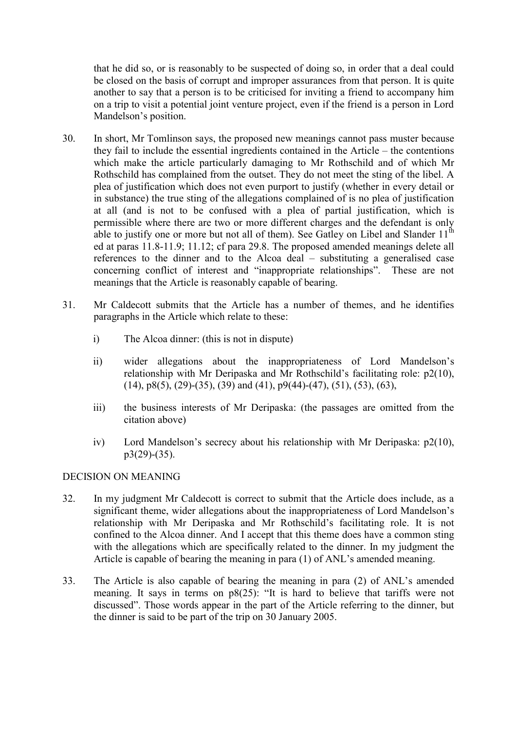that he did so, or is reasonably to be suspected of doing so, in order that a deal could be closed on the basis of corrupt and improper assurances from that person. It is quite another to say that a person is to be criticised for inviting a friend to accompany him on a trip to visit a potential joint venture project, even if the friend is a person in Lord Mandelson's position.

30. In short, Mr Tomlinson says, the proposed new meanings cannot pass muster because they fail to include the essential ingredients contained in the Article – the contentions which make the article particularly damaging to Mr Rothschild and of which Mr Rothschild has complained from the outset. They do not meet the sting of the libel. A plea of justification which does not even purport to justify (whether in every detail or in substance) the true sting of the allegations complained of is no plea of justification at all (and is not to be confused with a plea of partial justification, which is permissible where there are two or more different charges and the defendant is only able to justify one or more but not all of them). See Gatley on Libel and Slander 11th ed at paras 11.8-11.9; 11.12; cf para 29.8. The proposed amended meanings delete all references to the dinner and to the Alcoa deal – substituting a generalised case concerning conflict of interest and "inappropriate relationships". These are not meanings that the Article is reasonably capable of bearing.

31. Mr Caldecott submits that the Article has a number of themes, and he identifies paragraphs in the Article which relate to these:

    i) The Alcoa dinner: (this is not in dispute)

    ii) wider allegations about the inappropriateness of Lord Mandelson's relationship with Mr Deripaska and Mr Rothschild's facilitating role: p2(10), (14), p8(5), (29)-(35), (39) and (41), p9(44)-(47), (51), (53), (63),

    iii) the business interests of Mr Deripaska: (the passages are omitted from the citation above)

    iv) Lord Mandelson's secrecy about his relationship with Mr Deripaska: p2(10), p3(29)-(35).

DECISION ON MEANING

32. In my judgment Mr Caldecott is correct to submit that the Article does include, as a significant theme, wider allegations about the inappropriateness of Lord Mandelson's relationship with Mr Deripaska and Mr Rothschild's facilitating role. It is not confined to the Alcoa dinner. And I accept that this theme does have a common sting with the allegations which are specifically related to the dinner. In my judgment the Article is capable of bearing the meaning in para (1) of ANL's amended meaning.

33. The Article is also capable of bearing the meaning in para (2) of ANL's amended meaning. It says in terms on p8(25): "It is hard to believe that tariffs were not discussed". Those words appear in the part of the Article referring to the dinner, but the dinner is said to be part of the trip on 30 January 2005.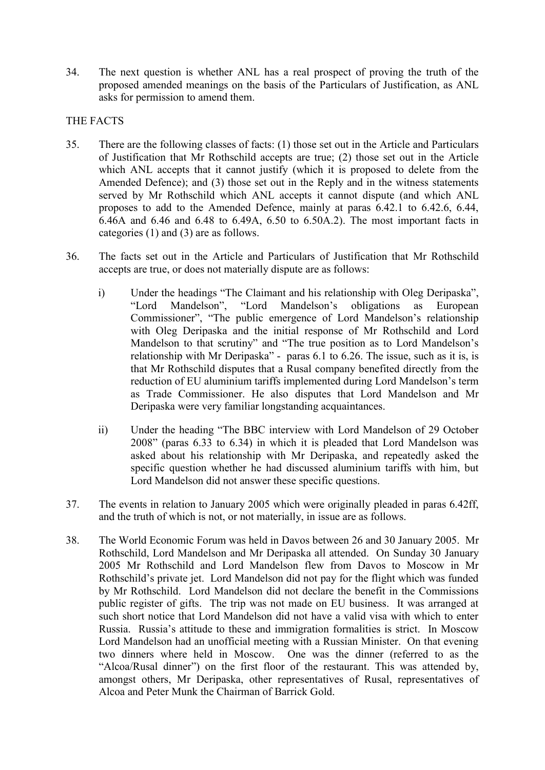34. The next question is whether ANL has a real prospect of proving the truth of the proposed amended meanings on the basis of the Particulars of Justification, as ANL asks for permission to amend them.

THE FACTS

35. There are the following classes of facts: (1) those set out in the Article and Particulars of Justification that Mr Rothschild accepts are true; (2) those set out in the Article which ANL accepts that it cannot justify (which it is proposed to delete from the Amended Defence); and (3) those set out in the Reply and in the witness statements served by Mr Rothschild which ANL accepts it cannot dispute (and which ANL proposes to add to the Amended Defence, mainly at paras 6.42.1 to 6.42.6, 6.44, 6.46A and 6.46 and 6.48 to 6.49A, 6.50 to 6.50A.2). The most important facts in categories (1) and (3) are as follows.

36. The facts set out in the Article and Particulars of Justification that Mr Rothschild accepts are true, or does not materially dispute are as follows:

   i) Under the headings "The Claimant and his relationship with Oleg Deripaska", "Lord Mandelson", "Lord Mandelson's obligations as European Commissioner", "The public emergence of Lord Mandelson's relationship with Oleg Deripaska and the initial response of Mr Rothschild and Lord Mandelson to that scrutiny" and "The true position as to Lord Mandelson's relationship with Mr Deripaska" - paras 6.1 to 6.26. The issue, such as it is, is that Mr Rothschild disputes that a Rusal company benefited directly from the reduction of EU aluminium tariffs implemented during Lord Mandelson's term as Trade Commissioner. He also disputes that Lord Mandelson and Mr Deripaska were very familiar longstanding acquaintances.

   ii) Under the heading "The BBC interview with Lord Mandelson of 29 October 2008" (paras 6.33 to 6.34) in which it is pleaded that Lord Mandelson was asked about his relationship with Mr Deripaska, and repeatedly asked the specific question whether he had discussed aluminium tariffs with him, but Lord Mandelson did not answer these specific questions.

37. The events in relation to January 2005 which were originally pleaded in paras 6.42ff, and the truth of which is not, or not materially, in issue are as follows.

38. The World Economic Forum was held in Davos between 26 and 30 January 2005. Mr Rothschild, Lord Mandelson and Mr Deripaska all attended. On Sunday 30 January 2005 Mr Rothschild and Lord Mandelson flew from Davos to Moscow in Mr Rothschild's private jet. Lord Mandelson did not pay for the flight which was funded by Mr Rothschild. Lord Mandelson did not declare the benefit in the Commissions public register of gifts. The trip was not made on EU business. It was arranged at such short notice that Lord Mandelson did not have a valid visa with which to enter Russia. Russia's attitude to these and immigration formalities is strict. In Moscow Lord Mandelson had an unofficial meeting with a Russian Minister. On that evening two dinners where held in Moscow. One was the dinner (referred to as the "Alcoa/Rusal dinner") on the first floor of the restaurant. This was attended by, amongst others, Mr Deripaska, other representatives of Rusal, representatives of Alcoa and Peter Munk the Chairman of Barrick Gold.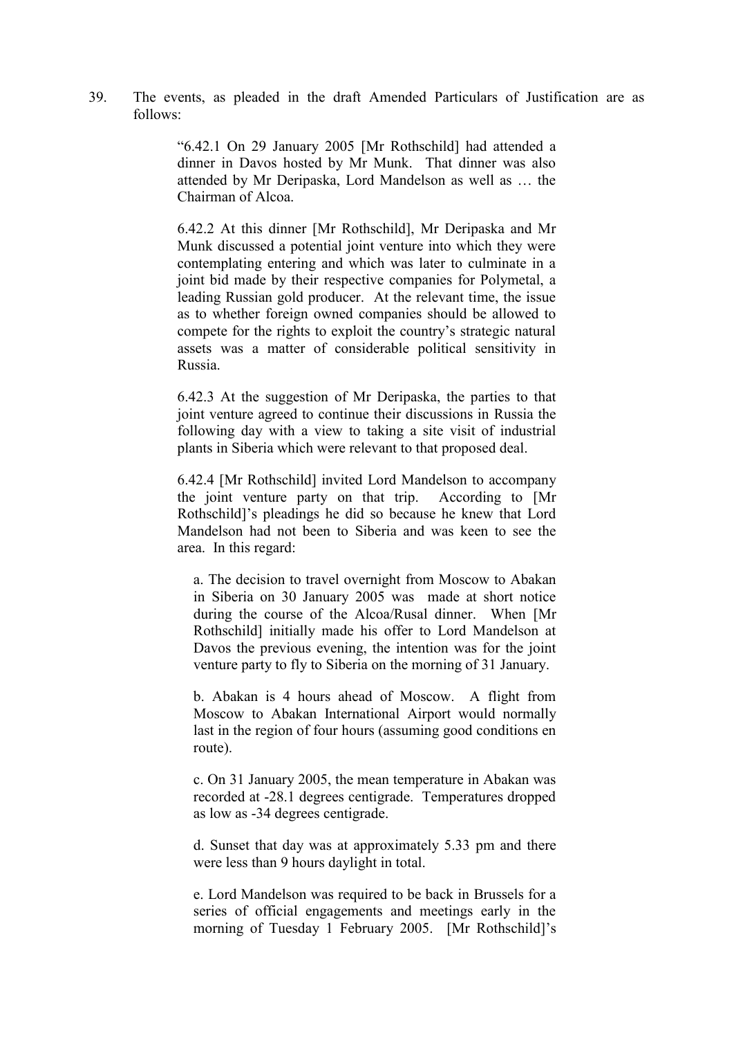39. The events, as pleaded in the draft Amended Particulars of Justification are as follows:

> "6.42.1 On 29 January 2005 [Mr Rothschild] had attended a dinner in Davos hosted by Mr Munk. That dinner was also attended by Mr Deripaska, Lord Mandelson as well as … the Chairman of Alcoa.
>
> 6.42.2 At this dinner [Mr Rothschild], Mr Deripaska and Mr Munk discussed a potential joint venture into which they were contemplating entering and which was later to culminate in a joint bid made by their respective companies for Polymetal, a leading Russian gold producer. At the relevant time, the issue as to whether foreign owned companies should be allowed to compete for the rights to exploit the country's strategic natural assets was a matter of considerable political sensitivity in Russia.
>
> 6.42.3 At the suggestion of Mr Deripaska, the parties to that joint venture agreed to continue their discussions in Russia the following day with a view to taking a site visit of industrial plants in Siberia which were relevant to that proposed deal.
>
> 6.42.4 [Mr Rothschild] invited Lord Mandelson to accompany the joint venture party on that trip. According to [Mr Rothschild]'s pleadings he did so because he knew that Lord Mandelson had not been to Siberia and was keen to see the area. In this regard:
>
> a. The decision to travel overnight from Moscow to Abakan in Siberia on 30 January 2005 was made at short notice during the course of the Alcoa/Rusal dinner. When [Mr Rothschild] initially made his offer to Lord Mandelson at Davos the previous evening, the intention was for the joint venture party to fly to Siberia on the morning of 31 January.
>
> b. Abakan is 4 hours ahead of Moscow. A flight from Moscow to Abakan International Airport would normally last in the region of four hours (assuming good conditions en route).
>
> c. On 31 January 2005, the mean temperature in Abakan was recorded at -28.1 degrees centigrade. Temperatures dropped as low as -34 degrees centigrade.
>
> d. Sunset that day was at approximately 5.33 pm and there were less than 9 hours daylight in total.
>
> e. Lord Mandelson was required to be back in Brussels for a series of official engagements and meetings early in the morning of Tuesday 1 February 2005. [Mr Rothschild]'s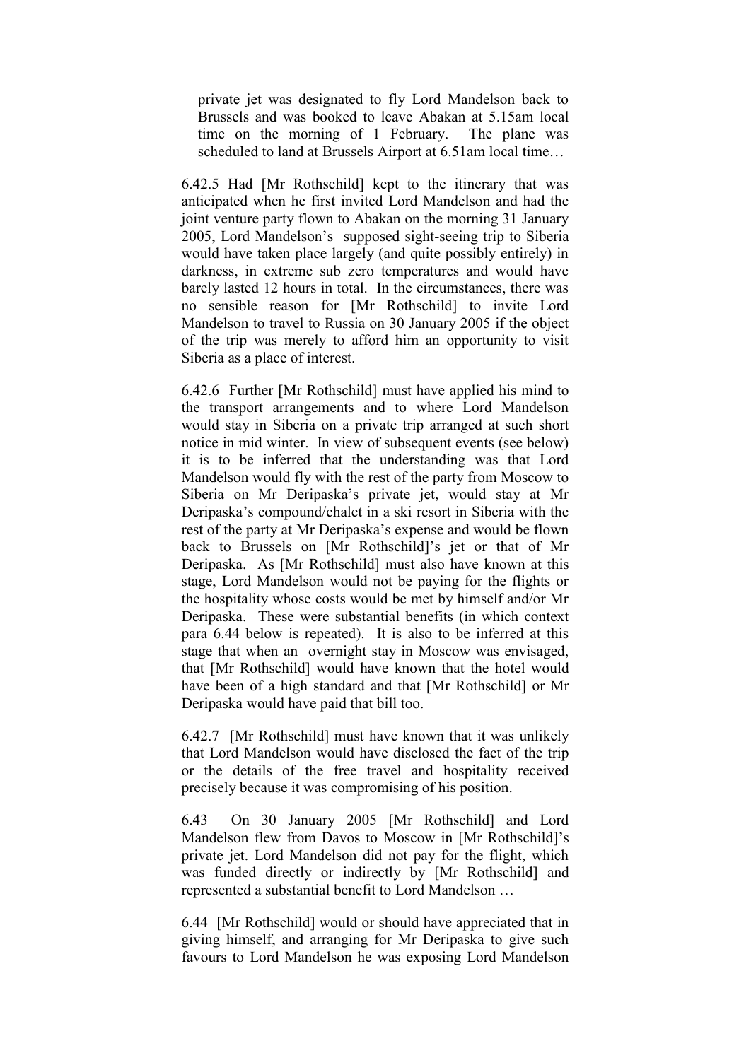private jet was designated to fly Lord Mandelson back to Brussels and was booked to leave Abakan at 5.15am local time on the morning of 1 February. The plane was scheduled to land at Brussels Airport at 6.51am local time…

6.42.5 Had [Mr Rothschild] kept to the itinerary that was anticipated when he first invited Lord Mandelson and had the joint venture party flown to Abakan on the morning 31 January 2005, Lord Mandelson's supposed sight-seeing trip to Siberia would have taken place largely (and quite possibly entirely) in darkness, in extreme sub zero temperatures and would have barely lasted 12 hours in total. In the circumstances, there was no sensible reason for [Mr Rothschild] to invite Lord Mandelson to travel to Russia on 30 January 2005 if the object of the trip was merely to afford him an opportunity to visit Siberia as a place of interest.

6.42.6 Further [Mr Rothschild] must have applied his mind to the transport arrangements and to where Lord Mandelson would stay in Siberia on a private trip arranged at such short notice in mid winter. In view of subsequent events (see below) it is to be inferred that the understanding was that Lord Mandelson would fly with the rest of the party from Moscow to Siberia on Mr Deripaska's private jet, would stay at Mr Deripaska's compound/chalet in a ski resort in Siberia with the rest of the party at Mr Deripaska's expense and would be flown back to Brussels on [Mr Rothschild]'s jet or that of Mr Deripaska. As [Mr Rothschild] must also have known at this stage, Lord Mandelson would not be paying for the flights or the hospitality whose costs would be met by himself and/or Mr Deripaska. These were substantial benefits (in which context para 6.44 below is repeated). It is also to be inferred at this stage that when an overnight stay in Moscow was envisaged, that [Mr Rothschild] would have known that the hotel would have been of a high standard and that [Mr Rothschild] or Mr Deripaska would have paid that bill too.

6.42.7 [Mr Rothschild] must have known that it was unlikely that Lord Mandelson would have disclosed the fact of the trip or the details of the free travel and hospitality received precisely because it was compromising of his position.

6.43 On 30 January 2005 [Mr Rothschild] and Lord Mandelson flew from Davos to Moscow in [Mr Rothschild]'s private jet. Lord Mandelson did not pay for the flight, which was funded directly or indirectly by [Mr Rothschild] and represented a substantial benefit to Lord Mandelson …

6.44 [Mr Rothschild] would or should have appreciated that in giving himself, and arranging for Mr Deripaska to give such favours to Lord Mandelson he was exposing Lord Mandelson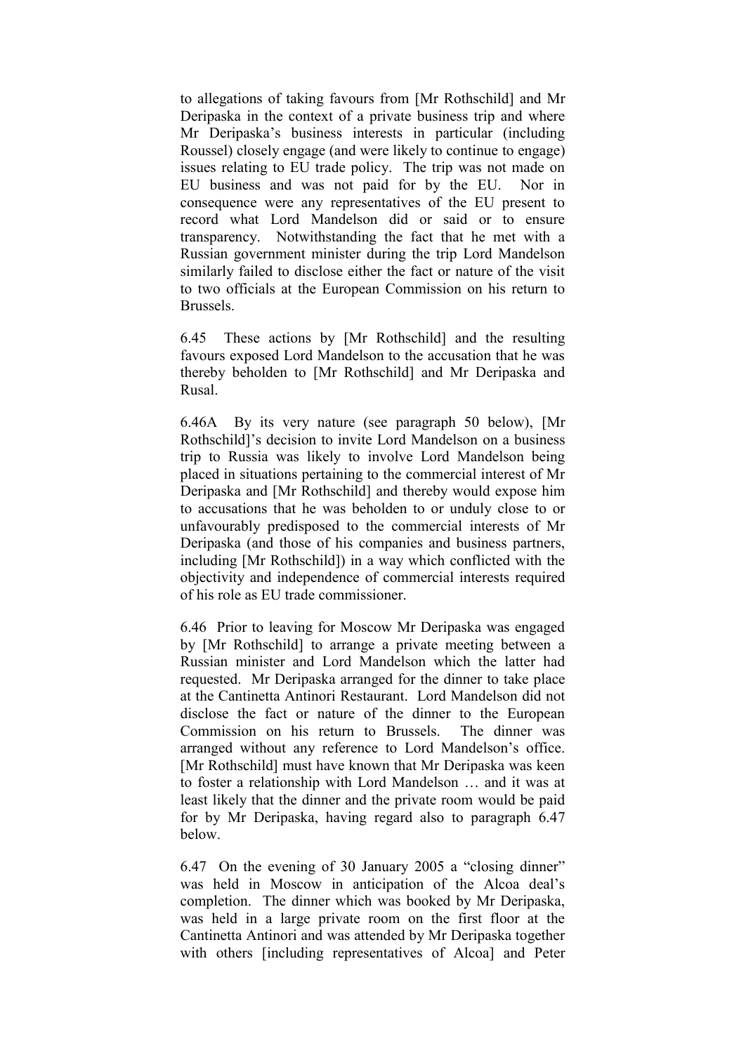to allegations of taking favours from [Mr Rothschild] and Mr Deripaska in the context of a private business trip and where Mr Deripaska's business interests in particular (including Roussel) closely engage (and were likely to continue to engage) issues relating to EU trade policy. The trip was not made on EU business and was not paid for by the EU. Nor in consequence were any representatives of the EU present to record what Lord Mandelson did or said or to ensure transparency. Notwithstanding the fact that he met with a Russian government minister during the trip Lord Mandelson similarly failed to disclose either the fact or nature of the visit to two officials at the European Commission on his return to Brussels.

6.45 These actions by [Mr Rothschild] and the resulting favours exposed Lord Mandelson to the accusation that he was thereby beholden to [Mr Rothschild] and Mr Deripaska and Rusal.

6.46A By its very nature (see paragraph 50 below), [Mr Rothschild]'s decision to invite Lord Mandelson on a business trip to Russia was likely to involve Lord Mandelson being placed in situations pertaining to the commercial interest of Mr Deripaska and [Mr Rothschild] and thereby would expose him to accusations that he was beholden to or unduly close to or unfavourably predisposed to the commercial interests of Mr Deripaska (and those of his companies and business partners, including [Mr Rothschild]) in a way which conflicted with the objectivity and independence of commercial interests required of his role as EU trade commissioner.

6.46 Prior to leaving for Moscow Mr Deripaska was engaged by [Mr Rothschild] to arrange a private meeting between a Russian minister and Lord Mandelson which the latter had requested. Mr Deripaska arranged for the dinner to take place at the Cantinetta Antinori Restaurant. Lord Mandelson did not disclose the fact or nature of the dinner to the European Commission on his return to Brussels. The dinner was arranged without any reference to Lord Mandelson's office. [Mr Rothschild] must have known that Mr Deripaska was keen to foster a relationship with Lord Mandelson … and it was at least likely that the dinner and the private room would be paid for by Mr Deripaska, having regard also to paragraph 6.47 below.

6.47 On the evening of 30 January 2005 a "closing dinner" was held in Moscow in anticipation of the Alcoa deal's completion. The dinner which was booked by Mr Deripaska, was held in a large private room on the first floor at the Cantinetta Antinori and was attended by Mr Deripaska together with others [including representatives of Alcoa] and Peter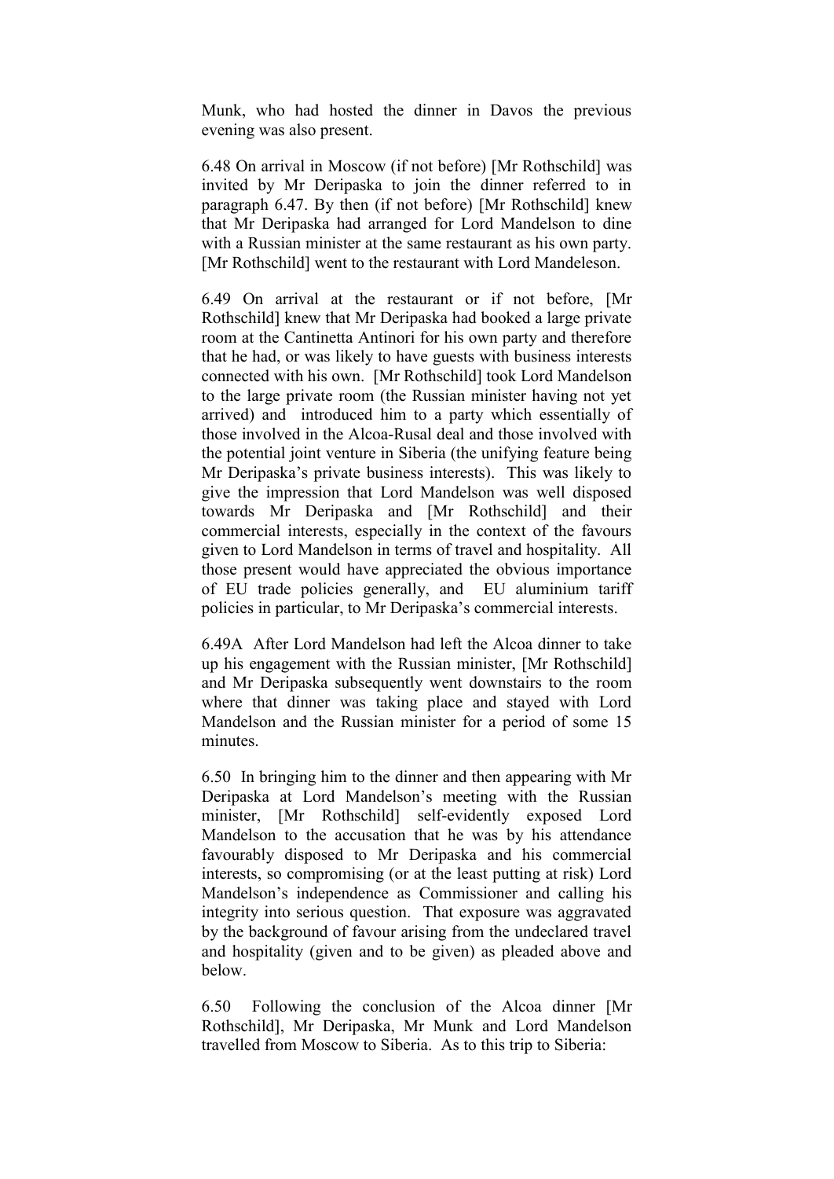Munk, who had hosted the dinner in Davos the previous evening was also present.

6.48 On arrival in Moscow (if not before) [Mr Rothschild] was invited by Mr Deripaska to join the dinner referred to in paragraph 6.47. By then (if not before) [Mr Rothschild] knew that Mr Deripaska had arranged for Lord Mandelson to dine with a Russian minister at the same restaurant as his own party. [Mr Rothschild] went to the restaurant with Lord Mandeleson.

6.49 On arrival at the restaurant or if not before, [Mr Rothschild] knew that Mr Deripaska had booked a large private room at the Cantinetta Antinori for his own party and therefore that he had, or was likely to have guests with business interests connected with his own. [Mr Rothschild] took Lord Mandelson to the large private room (the Russian minister having not yet arrived) and introduced him to a party which essentially of those involved in the Alcoa-Rusal deal and those involved with the potential joint venture in Siberia (the unifying feature being Mr Deripaska's private business interests). This was likely to give the impression that Lord Mandelson was well disposed towards Mr Deripaska and [Mr Rothschild] and their commercial interests, especially in the context of the favours given to Lord Mandelson in terms of travel and hospitality. All those present would have appreciated the obvious importance of EU trade policies generally, and EU aluminium tariff policies in particular, to Mr Deripaska's commercial interests.

6.49A After Lord Mandelson had left the Alcoa dinner to take up his engagement with the Russian minister, [Mr Rothschild] and Mr Deripaska subsequently went downstairs to the room where that dinner was taking place and stayed with Lord Mandelson and the Russian minister for a period of some 15 minutes.

6.50 In bringing him to the dinner and then appearing with Mr Deripaska at Lord Mandelson's meeting with the Russian minister, [Mr Rothschild] self-evidently exposed Lord Mandelson to the accusation that he was by his attendance favourably disposed to Mr Deripaska and his commercial interests, so compromising (or at the least putting at risk) Lord Mandelson's independence as Commissioner and calling his integrity into serious question. That exposure was aggravated by the background of favour arising from the undeclared travel and hospitality (given and to be given) as pleaded above and below.

6.50 Following the conclusion of the Alcoa dinner [Mr Rothschild], Mr Deripaska, Mr Munk and Lord Mandelson travelled from Moscow to Siberia. As to this trip to Siberia: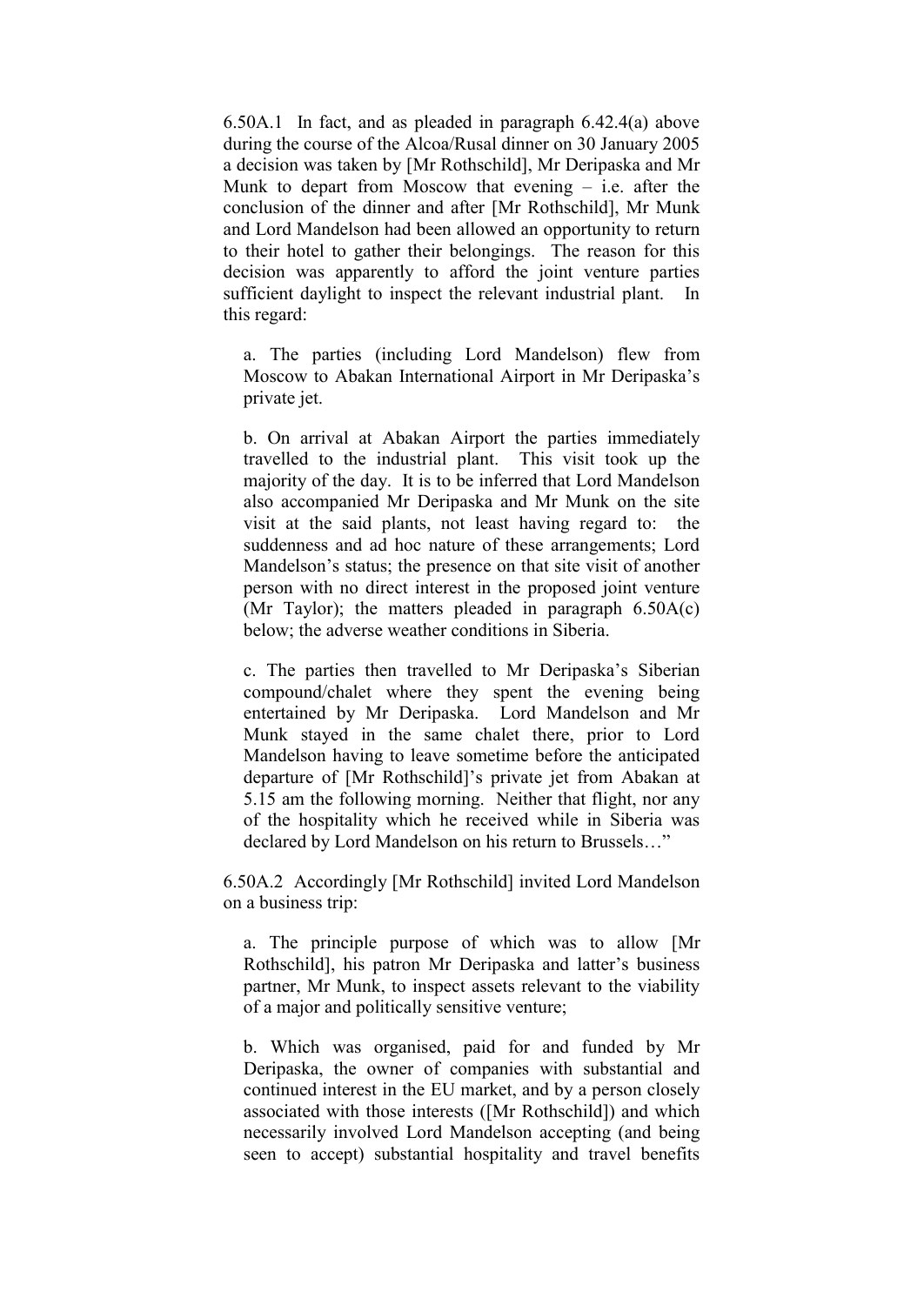6.50A.1 In fact, and as pleaded in paragraph 6.42.4(a) above during the course of the Alcoa/Rusal dinner on 30 January 2005 a decision was taken by [Mr Rothschild], Mr Deripaska and Mr Munk to depart from Moscow that evening – i.e. after the conclusion of the dinner and after [Mr Rothschild], Mr Munk and Lord Mandelson had been allowed an opportunity to return to their hotel to gather their belongings. The reason for this decision was apparently to afford the joint venture parties sufficient daylight to inspect the relevant industrial plant. In this regard:

a. The parties (including Lord Mandelson) flew from Moscow to Abakan International Airport in Mr Deripaska's private jet.

b. On arrival at Abakan Airport the parties immediately travelled to the industrial plant. This visit took up the majority of the day. It is to be inferred that Lord Mandelson also accompanied Mr Deripaska and Mr Munk on the site visit at the said plants, not least having regard to: the suddenness and ad hoc nature of these arrangements; Lord Mandelson's status; the presence on that site visit of another person with no direct interest in the proposed joint venture (Mr Taylor); the matters pleaded in paragraph 6.50A(c) below; the adverse weather conditions in Siberia.

c. The parties then travelled to Mr Deripaska's Siberian compound/chalet where they spent the evening being entertained by Mr Deripaska. Lord Mandelson and Mr Munk stayed in the same chalet there, prior to Lord Mandelson having to leave sometime before the anticipated departure of [Mr Rothschild]'s private jet from Abakan at 5.15 am the following morning. Neither that flight, nor any of the hospitality which he received while in Siberia was declared by Lord Mandelson on his return to Brussels…"

6.50A.2 Accordingly [Mr Rothschild] invited Lord Mandelson on a business trip:

a. The principle purpose of which was to allow [Mr Rothschild], his patron Mr Deripaska and latter's business partner, Mr Munk, to inspect assets relevant to the viability of a major and politically sensitive venture;

b. Which was organised, paid for and funded by Mr Deripaska, the owner of companies with substantial and continued interest in the EU market, and by a person closely associated with those interests ([Mr Rothschild]) and which necessarily involved Lord Mandelson accepting (and being seen to accept) substantial hospitality and travel benefits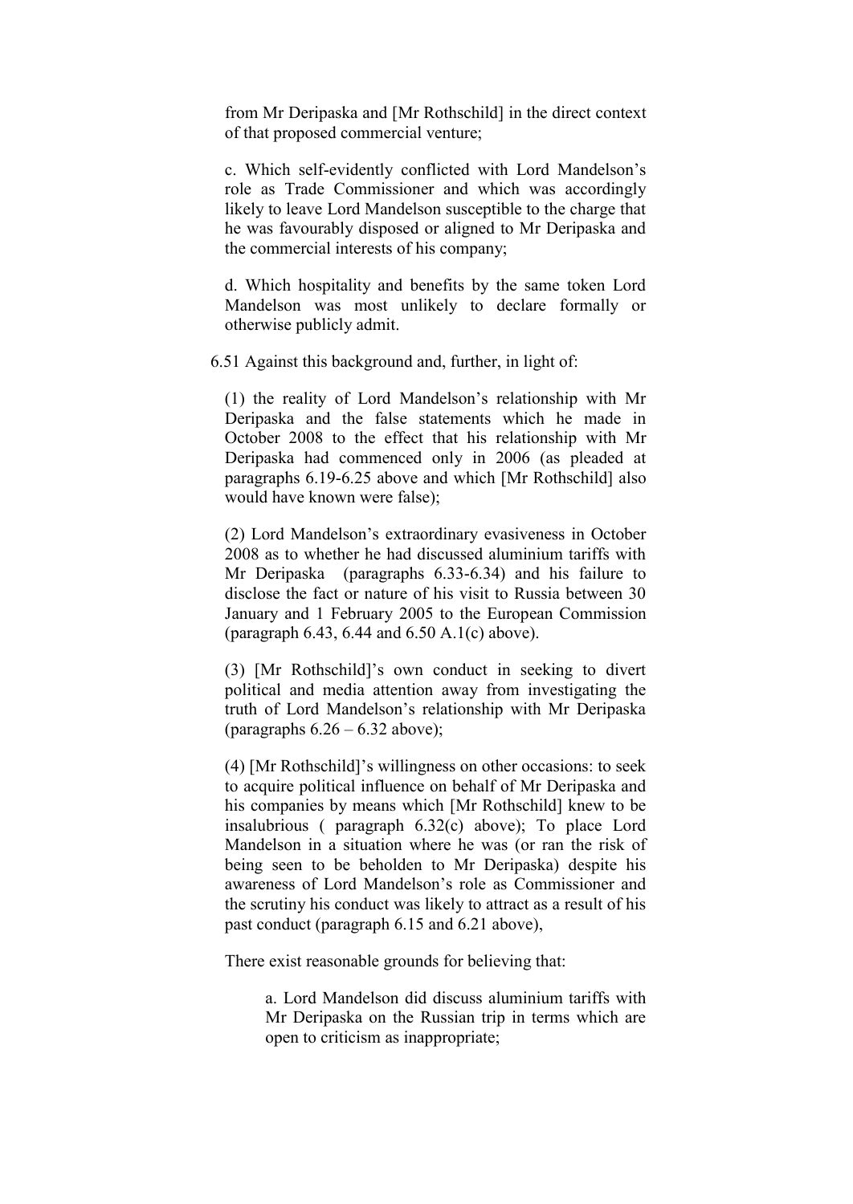from Mr Deripaska and [Mr Rothschild] in the direct context of that proposed commercial venture;

c. Which self-evidently conflicted with Lord Mandelson's role as Trade Commissioner and which was accordingly likely to leave Lord Mandelson susceptible to the charge that he was favourably disposed or aligned to Mr Deripaska and the commercial interests of his company;

d. Which hospitality and benefits by the same token Lord Mandelson was most unlikely to declare formally or otherwise publicly admit.

6.51 Against this background and, further, in light of:

(1) the reality of Lord Mandelson's relationship with Mr Deripaska and the false statements which he made in October 2008 to the effect that his relationship with Mr Deripaska had commenced only in 2006 (as pleaded at paragraphs 6.19-6.25 above and which [Mr Rothschild] also would have known were false);

(2) Lord Mandelson's extraordinary evasiveness in October 2008 as to whether he had discussed aluminium tariffs with Mr Deripaska (paragraphs 6.33-6.34) and his failure to disclose the fact or nature of his visit to Russia between 30 January and 1 February 2005 to the European Commission (paragraph 6.43, 6.44 and 6.50 A.1(c) above).

(3) [Mr Rothschild]'s own conduct in seeking to divert political and media attention away from investigating the truth of Lord Mandelson's relationship with Mr Deripaska (paragraphs 6.26 – 6.32 above);

(4) [Mr Rothschild]'s willingness on other occasions: to seek to acquire political influence on behalf of Mr Deripaska and his companies by means which [Mr Rothschild] knew to be insalubrious ( paragraph 6.32(c) above); To place Lord Mandelson in a situation where he was (or ran the risk of being seen to be beholden to Mr Deripaska) despite his awareness of Lord Mandelson's role as Commissioner and the scrutiny his conduct was likely to attract as a result of his past conduct (paragraph 6.15 and 6.21 above),

There exist reasonable grounds for believing that:

a. Lord Mandelson did discuss aluminium tariffs with Mr Deripaska on the Russian trip in terms which are open to criticism as inappropriate;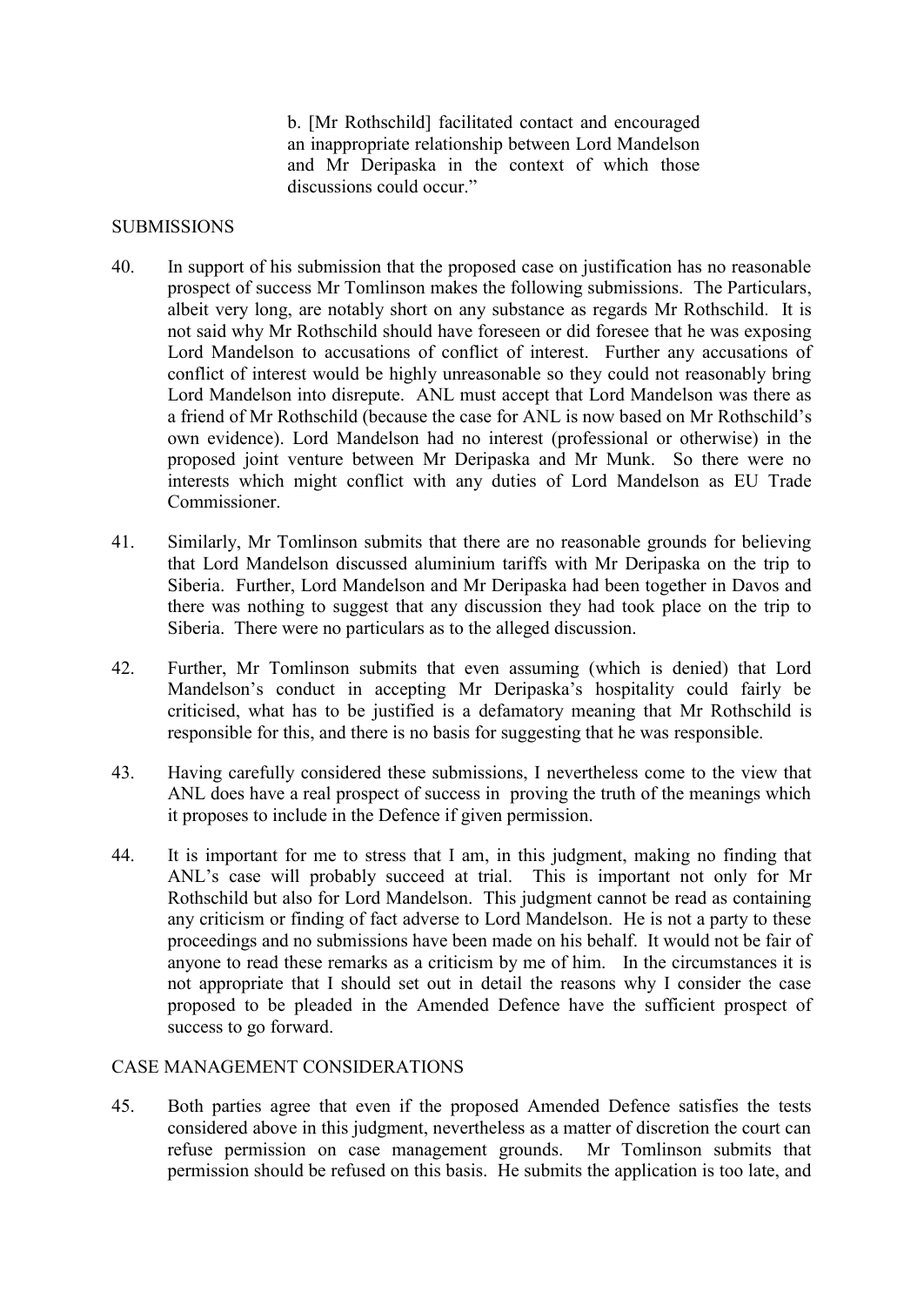> b. [Mr Rothschild] facilitated contact and encouraged an inappropriate relationship between Lord Mandelson and Mr Deripaska in the context of which those discussions could occur."

## SUBMISSIONS

40. In support of his submission that the proposed case on justification has no reasonable prospect of success Mr Tomlinson makes the following submissions. The Particulars, albeit very long, are notably short on any substance as regards Mr Rothschild. It is not said why Mr Rothschild should have foreseen or did foresee that he was exposing Lord Mandelson to accusations of conflict of interest. Further any accusations of conflict of interest would be highly unreasonable so they could not reasonably bring Lord Mandelson into disrepute. ANL must accept that Lord Mandelson was there as a friend of Mr Rothschild (because the case for ANL is now based on Mr Rothschild's own evidence). Lord Mandelson had no interest (professional or otherwise) in the proposed joint venture between Mr Deripaska and Mr Munk. So there were no interests which might conflict with any duties of Lord Mandelson as EU Trade Commissioner.

41. Similarly, Mr Tomlinson submits that there are no reasonable grounds for believing that Lord Mandelson discussed aluminium tariffs with Mr Deripaska on the trip to Siberia. Further, Lord Mandelson and Mr Deripaska had been together in Davos and there was nothing to suggest that any discussion they had took place on the trip to Siberia. There were no particulars as to the alleged discussion.

42. Further, Mr Tomlinson submits that even assuming (which is denied) that Lord Mandelson's conduct in accepting Mr Deripaska's hospitality could fairly be criticised, what has to be justified is a defamatory meaning that Mr Rothschild is responsible for this, and there is no basis for suggesting that he was responsible.

43. Having carefully considered these submissions, I nevertheless come to the view that ANL does have a real prospect of success in proving the truth of the meanings which it proposes to include in the Defence if given permission.

44. It is important for me to stress that I am, in this judgment, making no finding that ANL's case will probably succeed at trial. This is important not only for Mr Rothschild but also for Lord Mandelson. This judgment cannot be read as containing any criticism or finding of fact adverse to Lord Mandelson. He is not a party to these proceedings and no submissions have been made on his behalf. It would not be fair of anyone to read these remarks as a criticism by me of him. In the circumstances it is not appropriate that I should set out in detail the reasons why I consider the case proposed to be pleaded in the Amended Defence have the sufficient prospect of success to go forward.

## CASE MANAGEMENT CONSIDERATIONS

45. Both parties agree that even if the proposed Amended Defence satisfies the tests considered above in this judgment, nevertheless as a matter of discretion the court can refuse permission on case management grounds. Mr Tomlinson submits that permission should be refused on this basis. He submits the application is too late, and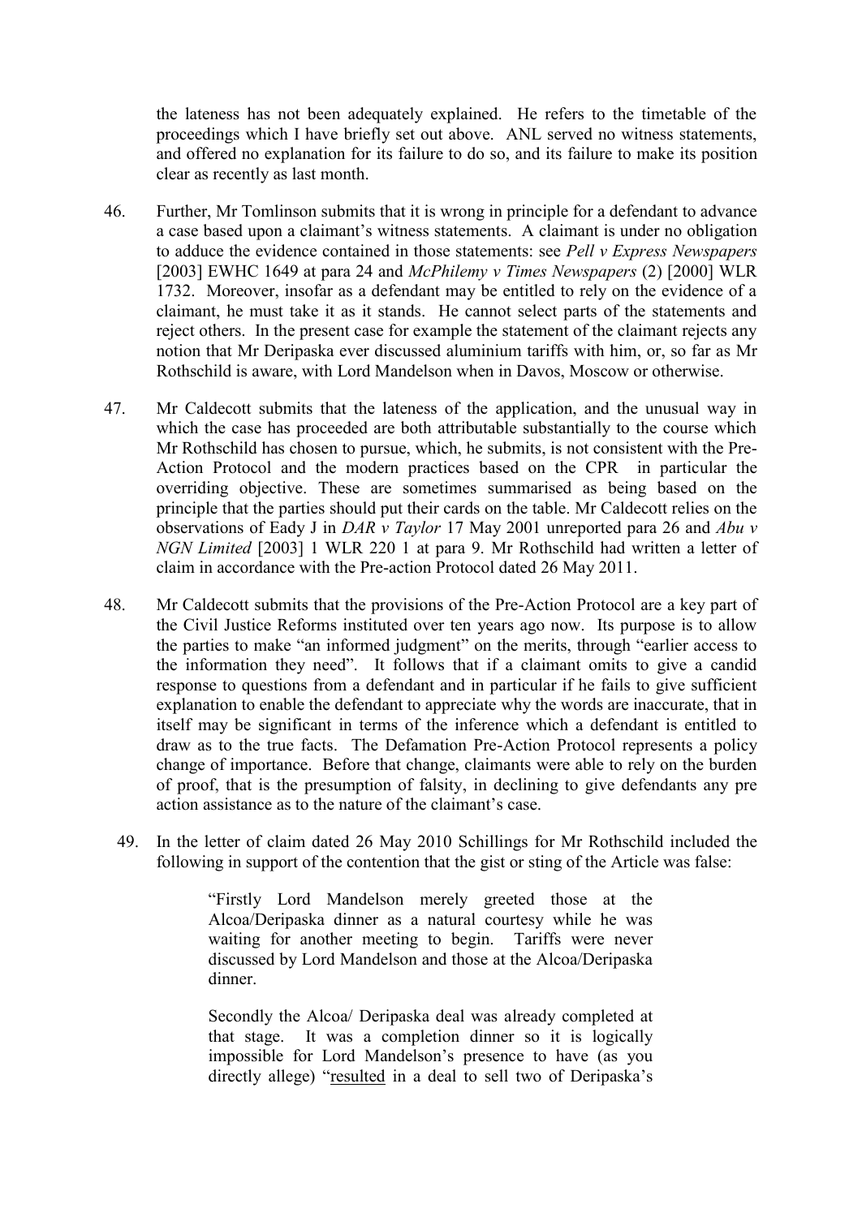the lateness has not been adequately explained. He refers to the timetable of the proceedings which I have briefly set out above. ANL served no witness statements, and offered no explanation for its failure to do so, and its failure to make its position clear as recently as last month.

46. Further, Mr Tomlinson submits that it is wrong in principle for a defendant to advance a case based upon a claimant's witness statements. A claimant is under no obligation to adduce the evidence contained in those statements: see *Pell v Express Newspapers* [2003] EWHC 1649 at para 24 and *McPhilemy v Times Newspapers* (2) [2000] WLR 1732. Moreover, insofar as a defendant may be entitled to rely on the evidence of a claimant, he must take it as it stands. He cannot select parts of the statements and reject others. In the present case for example the statement of the claimant rejects any notion that Mr Deripaska ever discussed aluminium tariffs with him, or, so far as Mr Rothschild is aware, with Lord Mandelson when in Davos, Moscow or otherwise.

47. Mr Caldecott submits that the lateness of the application, and the unusual way in which the case has proceeded are both attributable substantially to the course which Mr Rothschild has chosen to pursue, which, he submits, is not consistent with the Pre-Action Protocol and the modern practices based on the CPR in particular the overriding objective. These are sometimes summarised as being based on the principle that the parties should put their cards on the table. Mr Caldecott relies on the observations of Eady J in *DAR v Taylor* 17 May 2001 unreported para 26 and *Abu v NGN Limited* [2003] 1 WLR 220 1 at para 9. Mr Rothschild had written a letter of claim in accordance with the Pre-action Protocol dated 26 May 2011.

48. Mr Caldecott submits that the provisions of the Pre-Action Protocol are a key part of the Civil Justice Reforms instituted over ten years ago now. Its purpose is to allow the parties to make "an informed judgment" on the merits, through "earlier access to the information they need". It follows that if a claimant omits to give a candid response to questions from a defendant and in particular if he fails to give sufficient explanation to enable the defendant to appreciate why the words are inaccurate, that in itself may be significant in terms of the inference which a defendant is entitled to draw as to the true facts. The Defamation Pre-Action Protocol represents a policy change of importance. Before that change, claimants were able to rely on the burden of proof, that is the presumption of falsity, in declining to give defendants any pre action assistance as to the nature of the claimant's case.

49. In the letter of claim dated 26 May 2010 Schillings for Mr Rothschild included the following in support of the contention that the gist or sting of the Article was false:

> "Firstly Lord Mandelson merely greeted those at the Alcoa/Deripaska dinner as a natural courtesy while he was waiting for another meeting to begin. Tariffs were never discussed by Lord Mandelson and those at the Alcoa/Deripaska dinner.
>
> Secondly the Alcoa/ Deripaska deal was already completed at that stage. It was a completion dinner so it is logically impossible for Lord Mandelson's presence to have (as you directly allege) "<u>resulted</u> in a deal to sell two of Deripaska's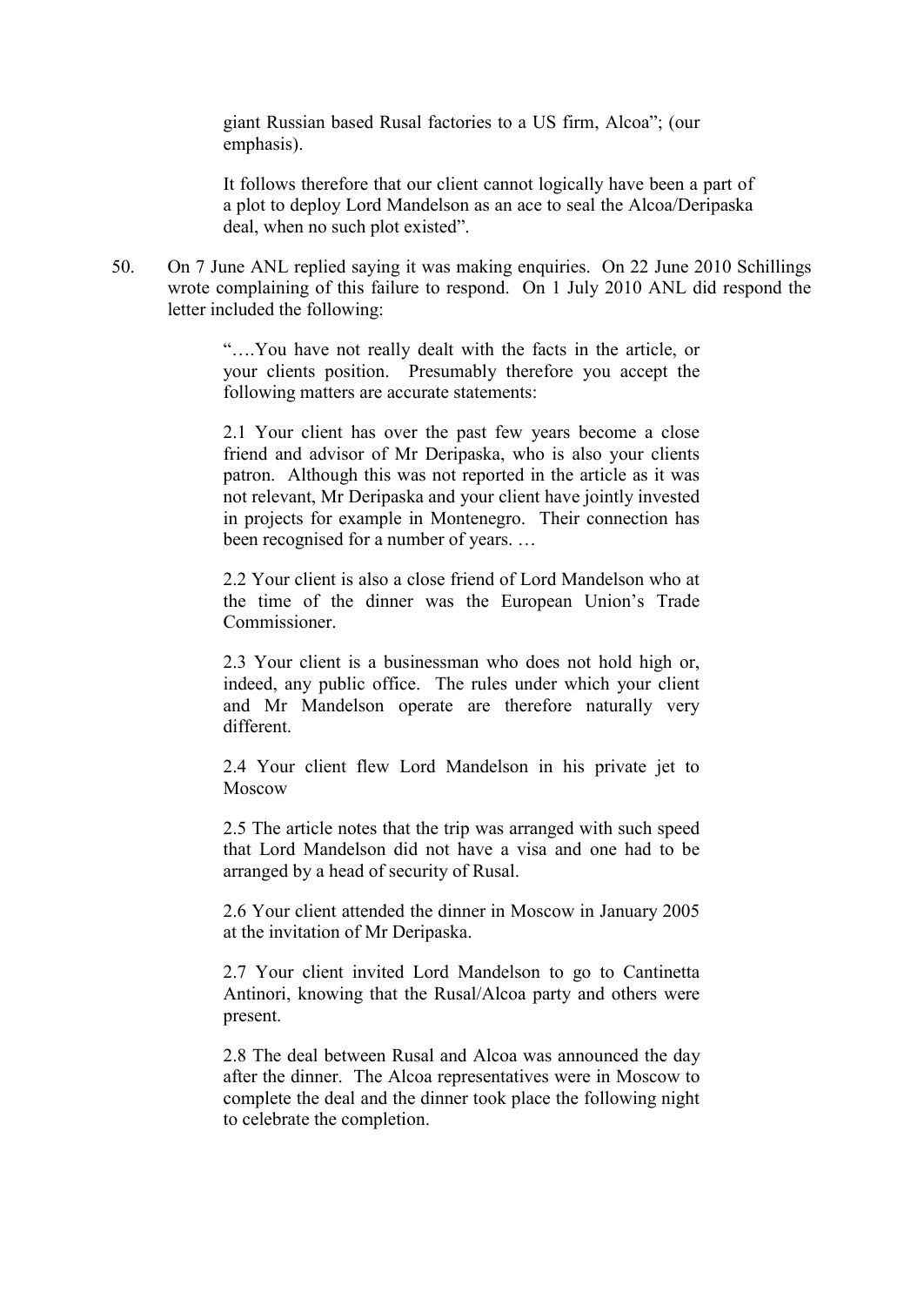giant Russian based Rusal factories to a US firm, Alcoa"; (our emphasis).

It follows therefore that our client cannot logically have been a part of a plot to deploy Lord Mandelson as an ace to seal the Alcoa/Deripaska deal, when no such plot existed".

50. On 7 June ANL replied saying it was making enquiries. On 22 June 2010 Schillings wrote complaining of this failure to respond. On 1 July 2010 ANL did respond the letter included the following:

> "….You have not really dealt with the facts in the article, or your clients position. Presumably therefore you accept the following matters are accurate statements:
>
> 2.1 Your client has over the past few years become a close friend and advisor of Mr Deripaska, who is also your clients patron. Although this was not reported in the article as it was not relevant, Mr Deripaska and your client have jointly invested in projects for example in Montenegro. Their connection has been recognised for a number of years. …
>
> 2.2 Your client is also a close friend of Lord Mandelson who at the time of the dinner was the European Union's Trade Commissioner.
>
> 2.3 Your client is a businessman who does not hold high or, indeed, any public office. The rules under which your client and Mr Mandelson operate are therefore naturally very different.
>
> 2.4 Your client flew Lord Mandelson in his private jet to Moscow
>
> 2.5 The article notes that the trip was arranged with such speed that Lord Mandelson did not have a visa and one had to be arranged by a head of security of Rusal.
>
> 2.6 Your client attended the dinner in Moscow in January 2005 at the invitation of Mr Deripaska.
>
> 2.7 Your client invited Lord Mandelson to go to Cantinetta Antinori, knowing that the Rusal/Alcoa party and others were present.
>
> 2.8 The deal between Rusal and Alcoa was announced the day after the dinner. The Alcoa representatives were in Moscow to complete the deal and the dinner took place the following night to celebrate the completion.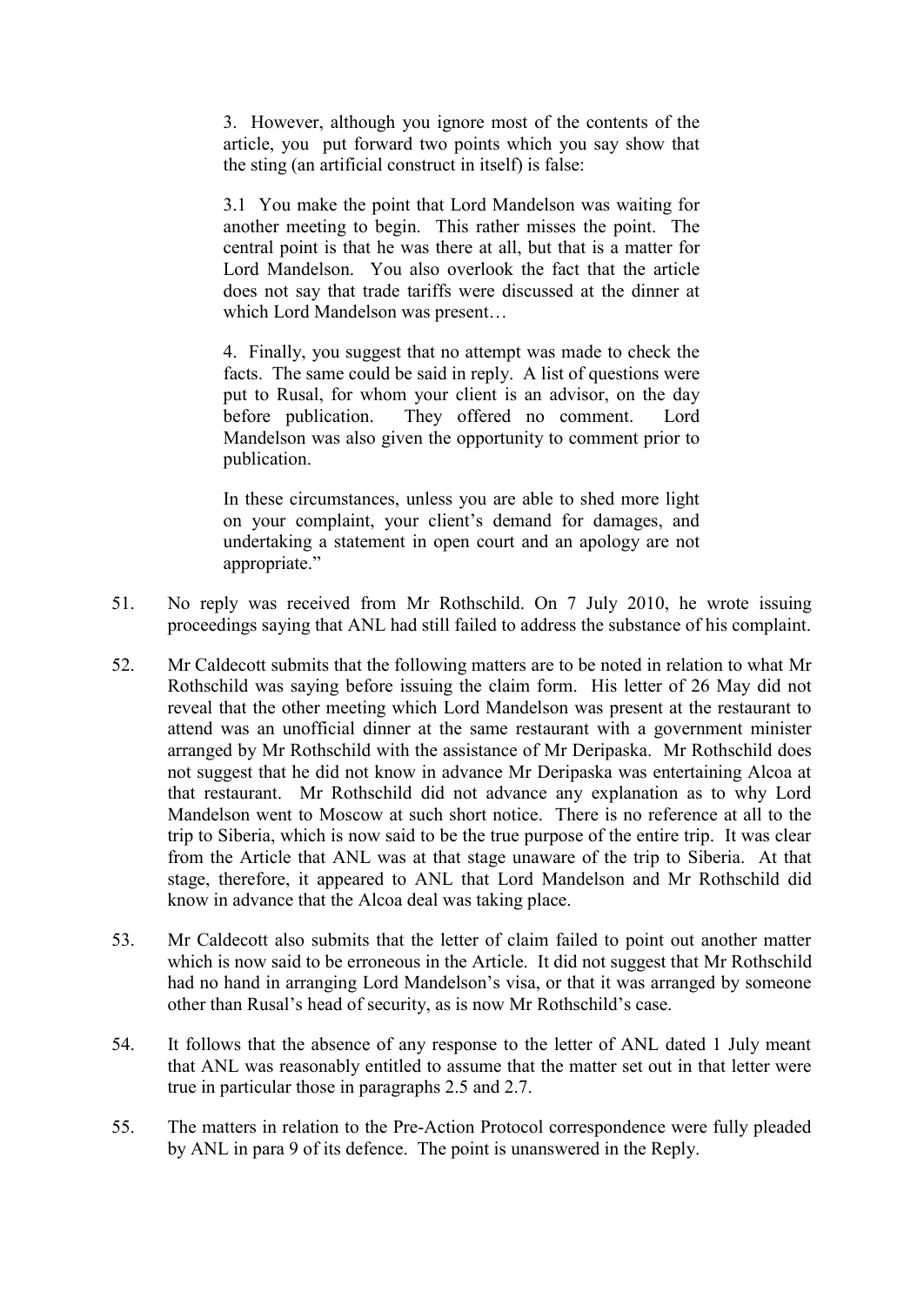> 3. However, although you ignore most of the contents of the article, you put forward two points which you say show that the sting (an artificial construct in itself) is false:
>
> 3.1 You make the point that Lord Mandelson was waiting for another meeting to begin. This rather misses the point. The central point is that he was there at all, but that is a matter for Lord Mandelson. You also overlook the fact that the article does not say that trade tariffs were discussed at the dinner at which Lord Mandelson was present…
>
> 4. Finally, you suggest that no attempt was made to check the facts. The same could be said in reply. A list of questions were put to Rusal, for whom your client is an advisor, on the day before publication. They offered no comment. Lord Mandelson was also given the opportunity to comment prior to publication.
>
> In these circumstances, unless you are able to shed more light on your complaint, your client's demand for damages, and undertaking a statement in open court and an apology are not appropriate."

51. No reply was received from Mr Rothschild. On 7 July 2010, he wrote issuing proceedings saying that ANL had still failed to address the substance of his complaint.

52. Mr Caldecott submits that the following matters are to be noted in relation to what Mr Rothschild was saying before issuing the claim form. His letter of 26 May did not reveal that the other meeting which Lord Mandelson was present at the restaurant to attend was an unofficial dinner at the same restaurant with a government minister arranged by Mr Rothschild with the assistance of Mr Deripaska. Mr Rothschild does not suggest that he did not know in advance Mr Deripaska was entertaining Alcoa at that restaurant. Mr Rothschild did not advance any explanation as to why Lord Mandelson went to Moscow at such short notice. There is no reference at all to the trip to Siberia, which is now said to be the true purpose of the entire trip. It was clear from the Article that ANL was at that stage unaware of the trip to Siberia. At that stage, therefore, it appeared to ANL that Lord Mandelson and Mr Rothschild did know in advance that the Alcoa deal was taking place.

53. Mr Caldecott also submits that the letter of claim failed to point out another matter which is now said to be erroneous in the Article. It did not suggest that Mr Rothschild had no hand in arranging Lord Mandelson's visa, or that it was arranged by someone other than Rusal's head of security, as is now Mr Rothschild's case.

54. It follows that the absence of any response to the letter of ANL dated 1 July meant that ANL was reasonably entitled to assume that the matter set out in that letter were true in particular those in paragraphs 2.5 and 2.7.

55. The matters in relation to the Pre-Action Protocol correspondence were fully pleaded by ANL in para 9 of its defence. The point is unanswered in the Reply.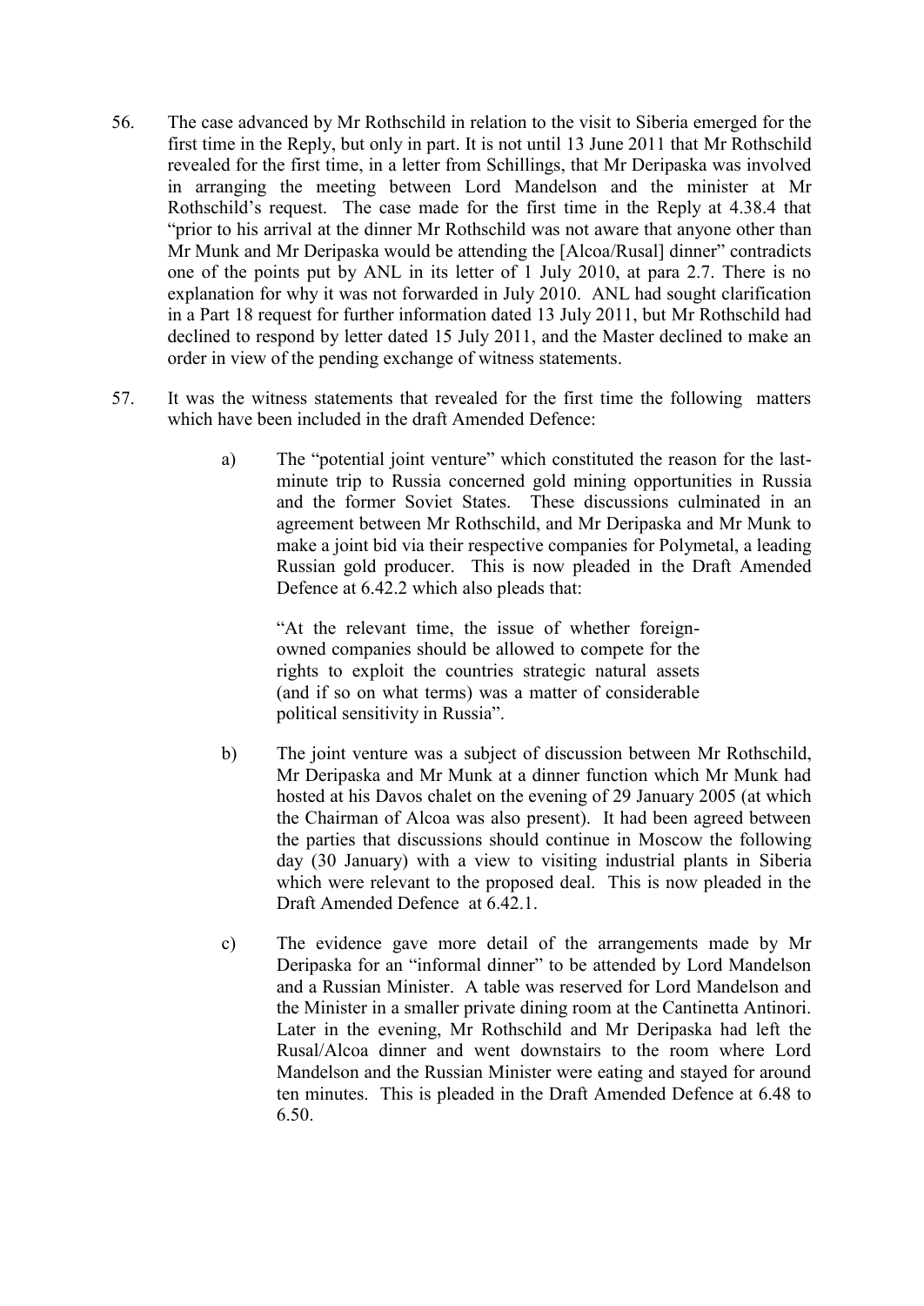56. The case advanced by Mr Rothschild in relation to the visit to Siberia emerged for the first time in the Reply, but only in part. It is not until 13 June 2011 that Mr Rothschild revealed for the first time, in a letter from Schillings, that Mr Deripaska was involved in arranging the meeting between Lord Mandelson and the minister at Mr Rothschild's request. The case made for the first time in the Reply at 4.38.4 that "prior to his arrival at the dinner Mr Rothschild was not aware that anyone other than Mr Munk and Mr Deripaska would be attending the [Alcoa/Rusal] dinner" contradicts one of the points put by ANL in its letter of 1 July 2010, at para 2.7. There is no explanation for why it was not forwarded in July 2010. ANL had sought clarification in a Part 18 request for further information dated 13 July 2011, but Mr Rothschild had declined to respond by letter dated 15 July 2011, and the Master declined to make an order in view of the pending exchange of witness statements.

57. It was the witness statements that revealed for the first time the following matters which have been included in the draft Amended Defence:

    a) The "potential joint venture" which constituted the reason for the last-minute trip to Russia concerned gold mining opportunities in Russia and the former Soviet States. These discussions culminated in an agreement between Mr Rothschild, and Mr Deripaska and Mr Munk to make a joint bid via their respective companies for Polymetal, a leading Russian gold producer. This is now pleaded in the Draft Amended Defence at 6.42.2 which also pleads that:

       "At the relevant time, the issue of whether foreign-owned companies should be allowed to compete for the rights to exploit the countries strategic natural assets (and if so on what terms) was a matter of considerable political sensitivity in Russia".

    b) The joint venture was a subject of discussion between Mr Rothschild, Mr Deripaska and Mr Munk at a dinner function which Mr Munk had hosted at his Davos chalet on the evening of 29 January 2005 (at which the Chairman of Alcoa was also present). It had been agreed between the parties that discussions should continue in Moscow the following day (30 January) with a view to visiting industrial plants in Siberia which were relevant to the proposed deal. This is now pleaded in the Draft Amended Defence at 6.42.1.

    c) The evidence gave more detail of the arrangements made by Mr Deripaska for an "informal dinner" to be attended by Lord Mandelson and a Russian Minister. A table was reserved for Lord Mandelson and the Minister in a smaller private dining room at the Cantinetta Antinori. Later in the evening, Mr Rothschild and Mr Deripaska had left the Rusal/Alcoa dinner and went downstairs to the room where Lord Mandelson and the Russian Minister were eating and stayed for around ten minutes. This is pleaded in the Draft Amended Defence at 6.48 to 6.50.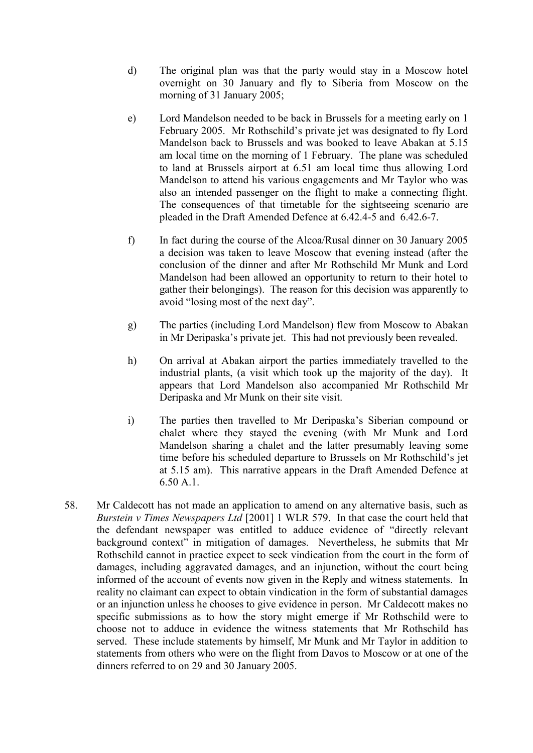d) The original plan was that the party would stay in a Moscow hotel overnight on 30 January and fly to Siberia from Moscow on the morning of 31 January 2005;

e) Lord Mandelson needed to be back in Brussels for a meeting early on 1 February 2005. Mr Rothschild's private jet was designated to fly Lord Mandelson back to Brussels and was booked to leave Abakan at 5.15 am local time on the morning of 1 February. The plane was scheduled to land at Brussels airport at 6.51 am local time thus allowing Lord Mandelson to attend his various engagements and Mr Taylor who was also an intended passenger on the flight to make a connecting flight. The consequences of that timetable for the sightseeing scenario are pleaded in the Draft Amended Defence at 6.42.4-5 and 6.42.6-7.

f) In fact during the course of the Alcoa/Rusal dinner on 30 January 2005 a decision was taken to leave Moscow that evening instead (after the conclusion of the dinner and after Mr Rothschild Mr Munk and Lord Mandelson had been allowed an opportunity to return to their hotel to gather their belongings). The reason for this decision was apparently to avoid "losing most of the next day".

g) The parties (including Lord Mandelson) flew from Moscow to Abakan in Mr Deripaska's private jet. This had not previously been revealed.

h) On arrival at Abakan airport the parties immediately travelled to the industrial plants, (a visit which took up the majority of the day). It appears that Lord Mandelson also accompanied Mr Rothschild Mr Deripaska and Mr Munk on their site visit.

i) The parties then travelled to Mr Deripaska's Siberian compound or chalet where they stayed the evening (with Mr Munk and Lord Mandelson sharing a chalet and the latter presumably leaving some time before his scheduled departure to Brussels on Mr Rothschild's jet at 5.15 am). This narrative appears in the Draft Amended Defence at 6.50 A.1.

58. Mr Caldecott has not made an application to amend on any alternative basis, such as *Burstein v Times Newspapers Ltd* [2001] 1 WLR 579. In that case the court held that the defendant newspaper was entitled to adduce evidence of "directly relevant background context" in mitigation of damages. Nevertheless, he submits that Mr Rothschild cannot in practice expect to seek vindication from the court in the form of damages, including aggravated damages, and an injunction, without the court being informed of the account of events now given in the Reply and witness statements. In reality no claimant can expect to obtain vindication in the form of substantial damages or an injunction unless he chooses to give evidence in person. Mr Caldecott makes no specific submissions as to how the story might emerge if Mr Rothschild were to choose not to adduce in evidence the witness statements that Mr Rothschild has served. These include statements by himself, Mr Munk and Mr Taylor in addition to statements from others who were on the flight from Davos to Moscow or at one of the dinners referred to on 29 and 30 January 2005.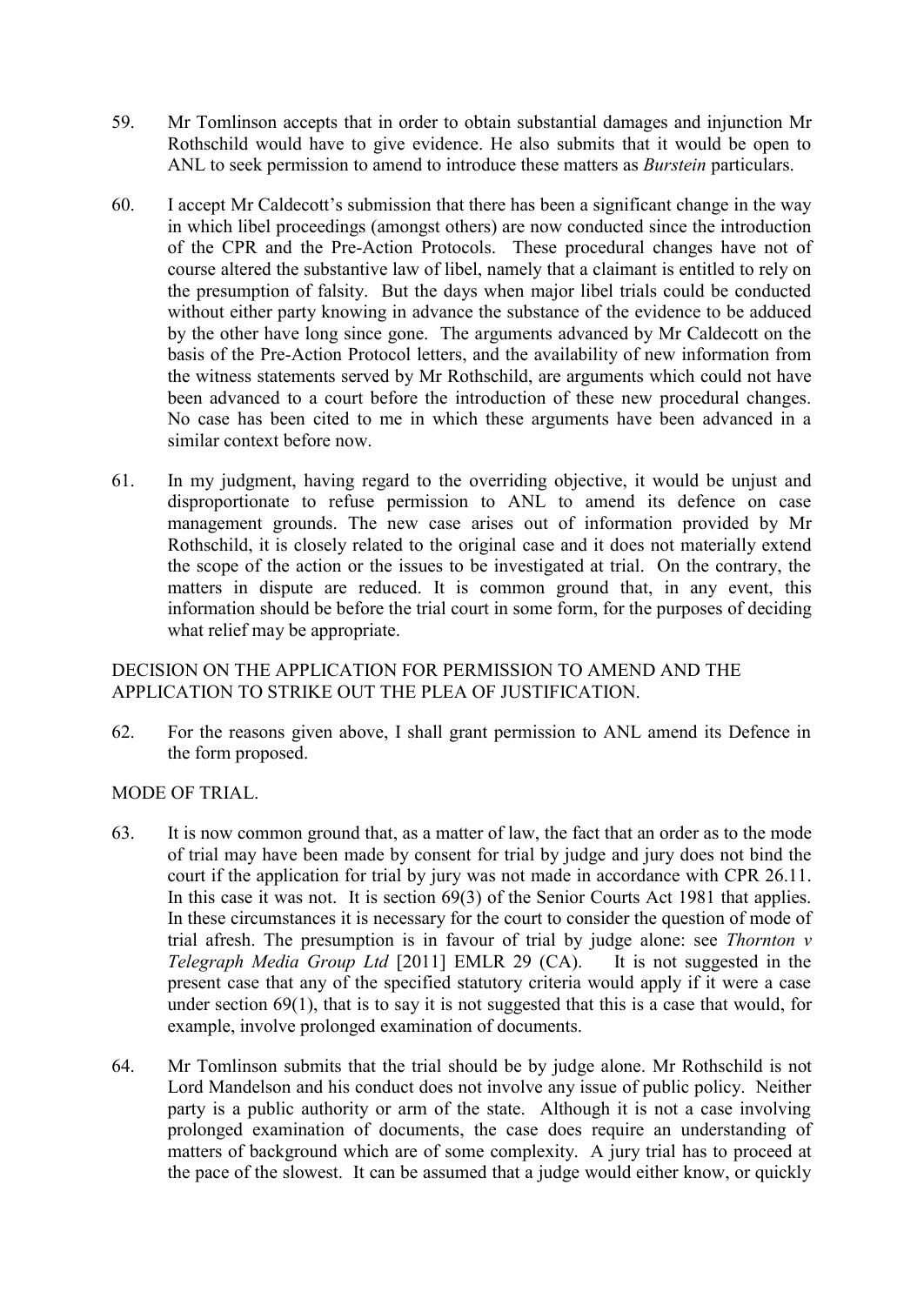59. Mr Tomlinson accepts that in order to obtain substantial damages and injunction Mr Rothschild would have to give evidence. He also submits that it would be open to ANL to seek permission to amend to introduce these matters as *Burstein* particulars.

60. I accept Mr Caldecott's submission that there has been a significant change in the way in which libel proceedings (amongst others) are now conducted since the introduction of the CPR and the Pre-Action Protocols. These procedural changes have not of course altered the substantive law of libel, namely that a claimant is entitled to rely on the presumption of falsity. But the days when major libel trials could be conducted without either party knowing in advance the substance of the evidence to be adduced by the other have long since gone. The arguments advanced by Mr Caldecott on the basis of the Pre-Action Protocol letters, and the availability of new information from the witness statements served by Mr Rothschild, are arguments which could not have been advanced to a court before the introduction of these new procedural changes. No case has been cited to me in which these arguments have been advanced in a similar context before now.

61. In my judgment, having regard to the overriding objective, it would be unjust and disproportionate to refuse permission to ANL to amend its defence on case management grounds. The new case arises out of information provided by Mr Rothschild, it is closely related to the original case and it does not materially extend the scope of the action or the issues to be investigated at trial. On the contrary, the matters in dispute are reduced. It is common ground that, in any event, this information should be before the trial court in some form, for the purposes of deciding what relief may be appropriate.

DECISION ON THE APPLICATION FOR PERMISSION TO AMEND AND THE APPLICATION TO STRIKE OUT THE PLEA OF JUSTIFICATION.

62. For the reasons given above, I shall grant permission to ANL amend its Defence in the form proposed.

MODE OF TRIAL.

63. It is now common ground that, as a matter of law, the fact that an order as to the mode of trial may have been made by consent for trial by judge and jury does not bind the court if the application for trial by jury was not made in accordance with CPR 26.11. In this case it was not. It is section 69(3) of the Senior Courts Act 1981 that applies. In these circumstances it is necessary for the court to consider the question of mode of trial afresh. The presumption is in favour of trial by judge alone: see *Thornton v Telegraph Media Group Ltd* [2011] EMLR 29 (CA). It is not suggested in the present case that any of the specified statutory criteria would apply if it were a case under section 69(1), that is to say it is not suggested that this is a case that would, for example, involve prolonged examination of documents.

64. Mr Tomlinson submits that the trial should be by judge alone. Mr Rothschild is not Lord Mandelson and his conduct does not involve any issue of public policy. Neither party is a public authority or arm of the state. Although it is not a case involving prolonged examination of documents, the case does require an understanding of matters of background which are of some complexity. A jury trial has to proceed at the pace of the slowest. It can be assumed that a judge would either know, or quickly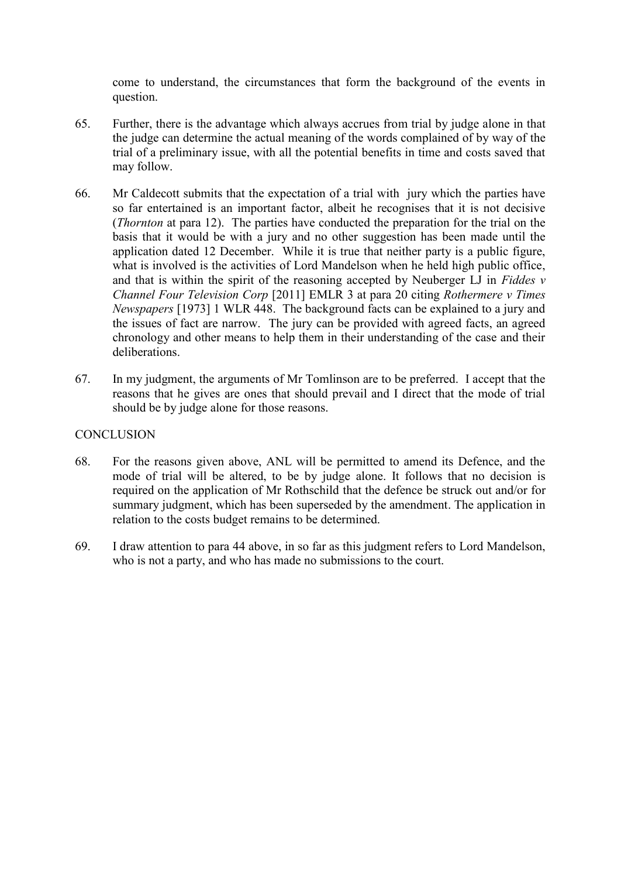come to understand, the circumstances that form the background of the events in question.

65. Further, there is the advantage which always accrues from trial by judge alone in that the judge can determine the actual meaning of the words complained of by way of the trial of a preliminary issue, with all the potential benefits in time and costs saved that may follow.

66. Mr Caldecott submits that the expectation of a trial with jury which the parties have so far entertained is an important factor, albeit he recognises that it is not decisive (*Thornton* at para 12). The parties have conducted the preparation for the trial on the basis that it would be with a jury and no other suggestion has been made until the application dated 12 December. While it is true that neither party is a public figure, what is involved is the activities of Lord Mandelson when he held high public office, and that is within the spirit of the reasoning accepted by Neuberger LJ in *Fiddes v Channel Four Television Corp* [2011] EMLR 3 at para 20 citing *Rothermere v Times Newspapers* [1973] 1 WLR 448. The background facts can be explained to a jury and the issues of fact are narrow. The jury can be provided with agreed facts, an agreed chronology and other means to help them in their understanding of the case and their deliberations.

67. In my judgment, the arguments of Mr Tomlinson are to be preferred. I accept that the reasons that he gives are ones that should prevail and I direct that the mode of trial should be by judge alone for those reasons.

## CONCLUSION

68. For the reasons given above, ANL will be permitted to amend its Defence, and the mode of trial will be altered, to be by judge alone. It follows that no decision is required on the application of Mr Rothschild that the defence be struck out and/or for summary judgment, which has been superseded by the amendment. The application in relation to the costs budget remains to be determined.

69. I draw attention to para 44 above, in so far as this judgment refers to Lord Mandelson, who is not a party, and who has made no submissions to the court.